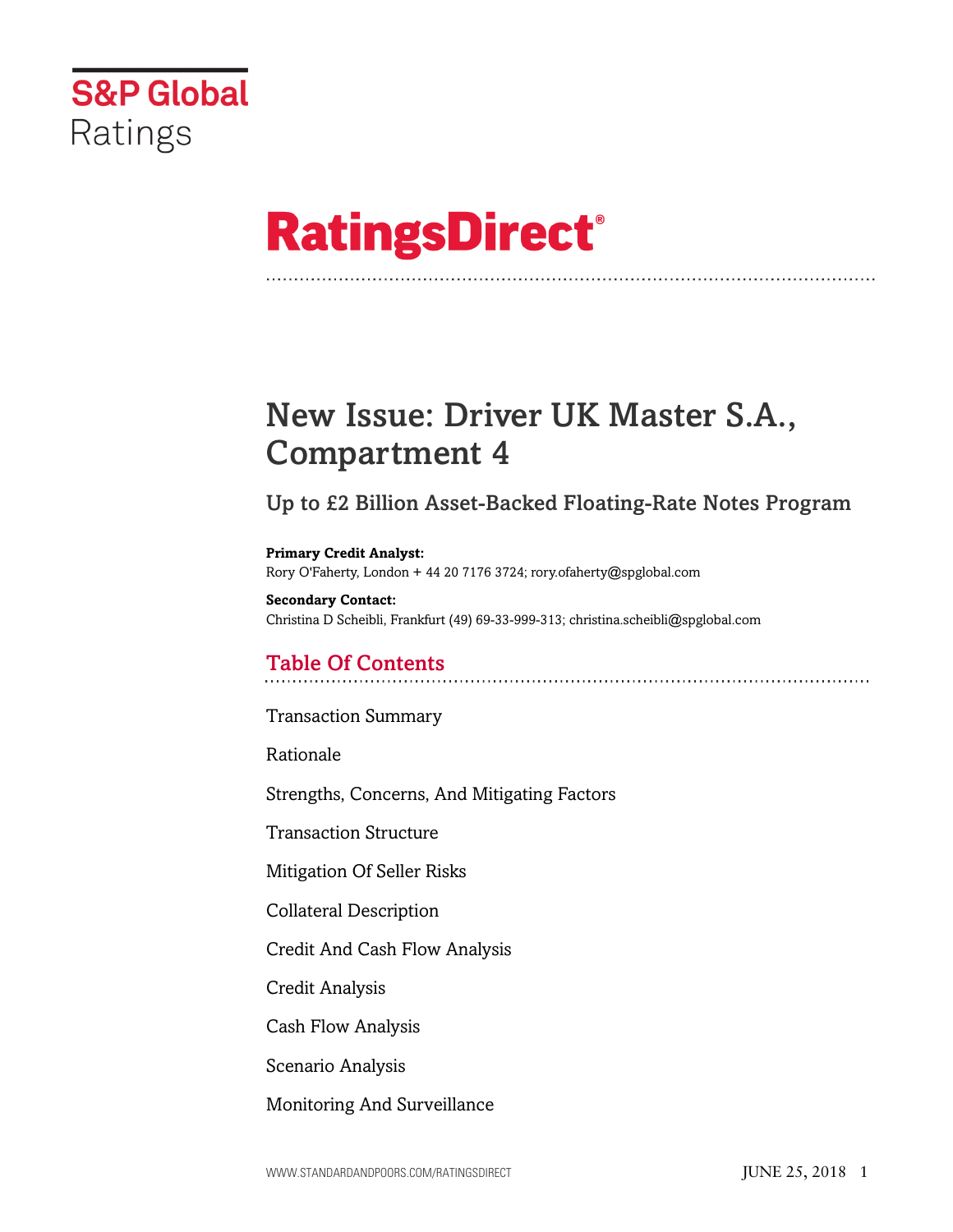S&P Global Ratings

# RatingsDirect®

# New Issue: Driver UK Master S.A., Compartment 4

## Up to £2 Billion Asset-Backed Floating-Rate Notes Program

**Primary Credit Analyst:**
Rory O'Faherty, London + 44 20 7176 3724; rory.ofaherty@spglobal.com

**Secondary Contact:**
Christina D Scheibli, Frankfurt (49) 69-33-999-313; christina.scheibli@spglobal.com

## Table Of Contents

Transaction Summary

Rationale

Strengths, Concerns, And Mitigating Factors

Transaction Structure

Mitigation Of Seller Risks

Collateral Description

Credit And Cash Flow Analysis

Credit Analysis

Cash Flow Analysis

Scenario Analysis

Monitoring And Surveillance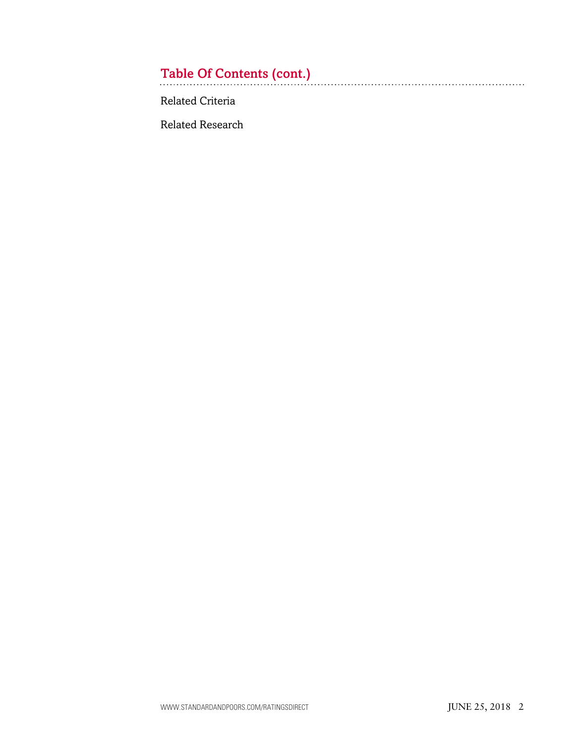## Table Of Contents (cont.)

Related Criteria

Related Research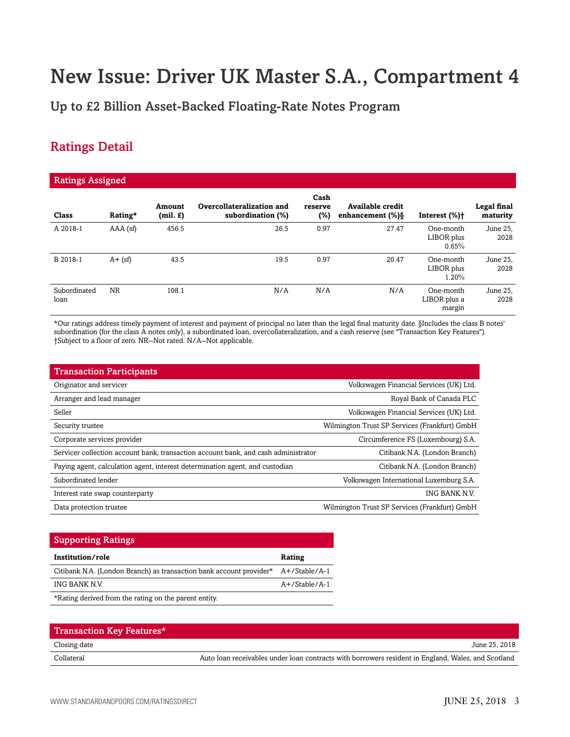# New Issue: Driver UK Master S.A., Compartment 4

## Up to £2 Billion Asset-Backed Floating-Rate Notes Program

## Ratings Detail

### Ratings Assigned

| Class | Rating* | Amount (mil. £) | Overcollateralization and subordination (%) | Cash reserve (%) | Available credit enhancement (%)§ | Interest (%)† | Legal final maturity |
|---|---|---|---|---|---|---|---|
| A 2018-1 | AAA (sf) | 456.5 | 26.5 | 0.97 | 27.47 | One-month LIBOR plus 0.65% | June 25, 2028 |
| B 2018-1 | A+ (sf) | 43.5 | 19.5 | 0.97 | 20.47 | One-month LIBOR plus 1.20% | June 25, 2028 |
| Subordinated loan | NR | 108.1 | N/A | N/A | N/A | One-month LIBOR plus a margin | June 25, 2028 |

*Our ratings address timely payment of interest and payment of principal no later than the legal final maturity date. §Includes the class B notes' subordination (for the class A notes only), a subordinated loan, overcollateralization, and a cash reserve (see "Transaction Key Features"). †Subject to a floor of zero. NR--Not rated. N/A--Not applicable.

### Transaction Participants

| | |
|---|---|
| Originator and servicer | Volkswagen Financial Services (UK) Ltd. |
| Arranger and lead manager | Royal Bank of Canada PLC |
| Seller | Volkswagen Financial Services (UK) Ltd. |
| Security trustee | Wilmington Trust SP Services (Frankfurt) GmbH |
| Corporate services provider | Circumference FS (Luxembourg) S.A. |
| Servicer collection account bank, transaction account bank, and cash administrator | Citibank N.A. (London Branch) |
| Paying agent, calculation agent, interest determination agent, and custodian | Citibank N.A. (London Branch) |
| Subordinated lender | Volkswagen International Luxemburg S.A. |
| Interest rate swap counterparty | ING BANK N.V. |
| Data protection trustee | Wilmington Trust SP Services (Frankfurt) GmbH |

### Supporting Ratings

| Institution/role | Rating |
|---|---|
| Citibank N.A. (London Branch) as transaction bank account provider* | A+/Stable/A-1 |
| ING BANK N.V. | A+/Stable/A-1 |

*Rating derived from the rating on the parent entity.

### Transaction Key Features*

| | |
|---|---|
| Closing date | June 25, 2018 |
| Collateral | Auto loan receivables under loan contracts with borrowers resident in England, Wales, and Scotland |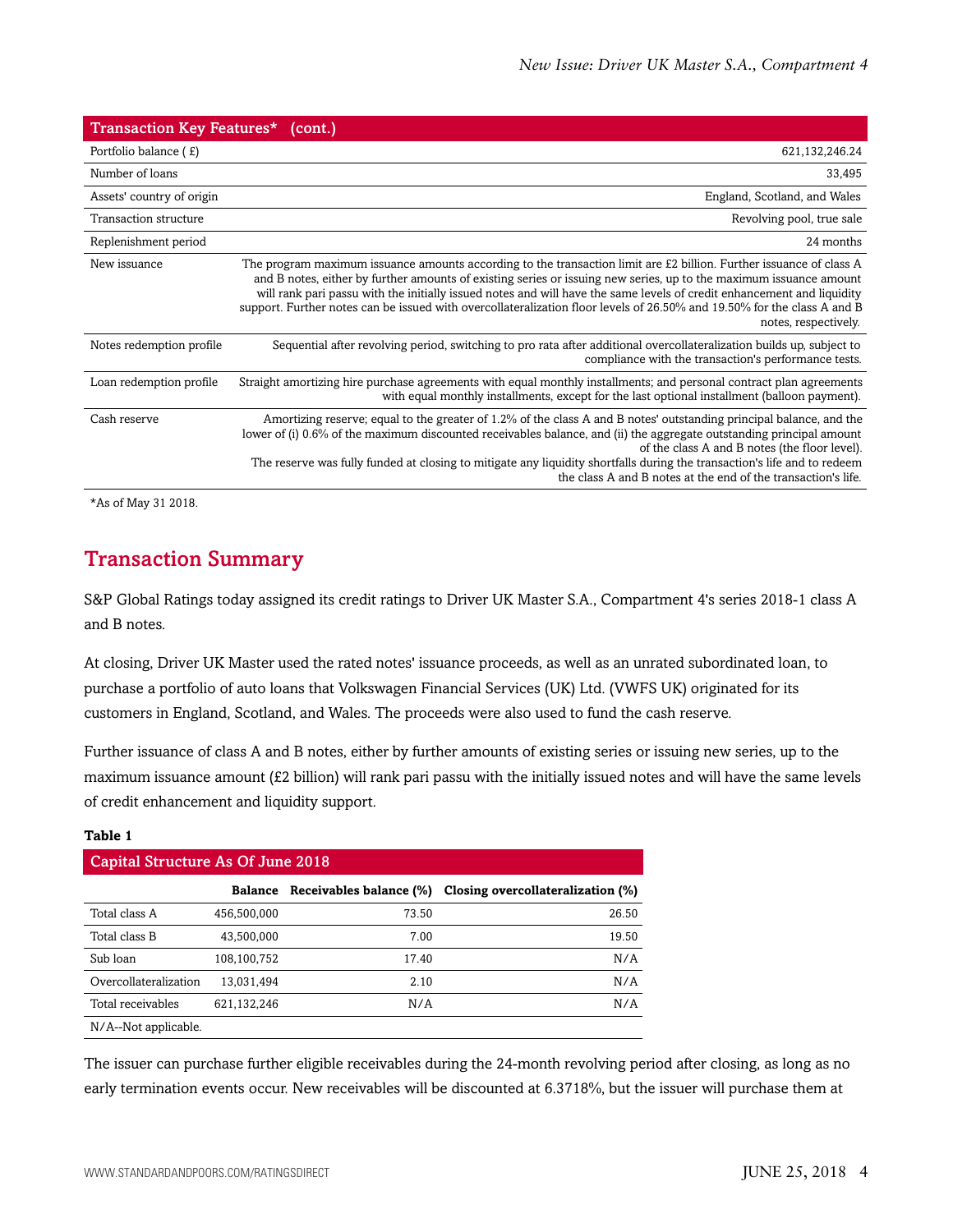| Transaction Key Features* (cont.) | |
|---|---|
| Portfolio balance ( £) | 621,132,246.24 |
| Number of loans | 33,495 |
| Assets' country of origin | England, Scotland, and Wales |
| Transaction structure | Revolving pool, true sale |
| Replenishment period | 24 months |
| New issuance | The program maximum issuance amounts according to the transaction limit are £2 billion. Further issuance of class A and B notes, either by further amounts of existing series or issuing new series, up to the maximum issuance amount will rank pari passu with the initially issued notes and will have the same levels of credit enhancement and liquidity support. Further notes can be issued with overcollateralization floor levels of 26.50% and 19.50% for the class A and B notes, respectively. |
| Notes redemption profile | Sequential after revolving period, switching to pro rata after additional overcollateralization builds up, subject to compliance with the transaction's performance tests. |
| Loan redemption profile | Straight amortizing hire purchase agreements with equal monthly installments; and personal contract plan agreements with equal monthly installments, except for the last optional installment (balloon payment). |
| Cash reserve | Amortizing reserve; equal to the greater of 1.2% of the class A and B notes' outstanding principal balance, and the lower of (i) 0.6% of the maximum discounted receivables balance, and (ii) the aggregate outstanding principal amount of the class A and B notes (the floor level). The reserve was fully funded at closing to mitigate any liquidity shortfalls during the transaction's life and to redeem the class A and B notes at the end of the transaction's life. |

*As of May 31 2018.

## Transaction Summary

S&P Global Ratings today assigned its credit ratings to Driver UK Master S.A., Compartment 4's series 2018-1 class A and B notes.

At closing, Driver UK Master used the rated notes' issuance proceeds, as well as an unrated subordinated loan, to purchase a portfolio of auto loans that Volkswagen Financial Services (UK) Ltd. (VWFS UK) originated for its customers in England, Scotland, and Wales. The proceeds were also used to fund the cash reserve.

Further issuance of class A and B notes, either by further amounts of existing series or issuing new series, up to the maximum issuance amount (£2 billion) will rank pari passu with the initially issued notes and will have the same levels of credit enhancement and liquidity support.

**Table 1**

| Capital Structure As Of June 2018 | | | |
|---|---|---|---|
| | **Balance** | **Receivables balance (%)** | **Closing overcollateralization (%)** |
| Total class A | 456,500,000 | 73.50 | 26.50 |
| Total class B | 43,500,000 | 7.00 | 19.50 |
| Sub loan | 108,100,752 | 17.40 | N/A |
| Overcollateralization | 13,031,494 | 2.10 | N/A |
| Total receivables | 621,132,246 | N/A | N/A |

N/A--Not applicable.

The issuer can purchase further eligible receivables during the 24-month revolving period after closing, as long as no early termination events occur. New receivables will be discounted at 6.3718%, but the issuer will purchase them at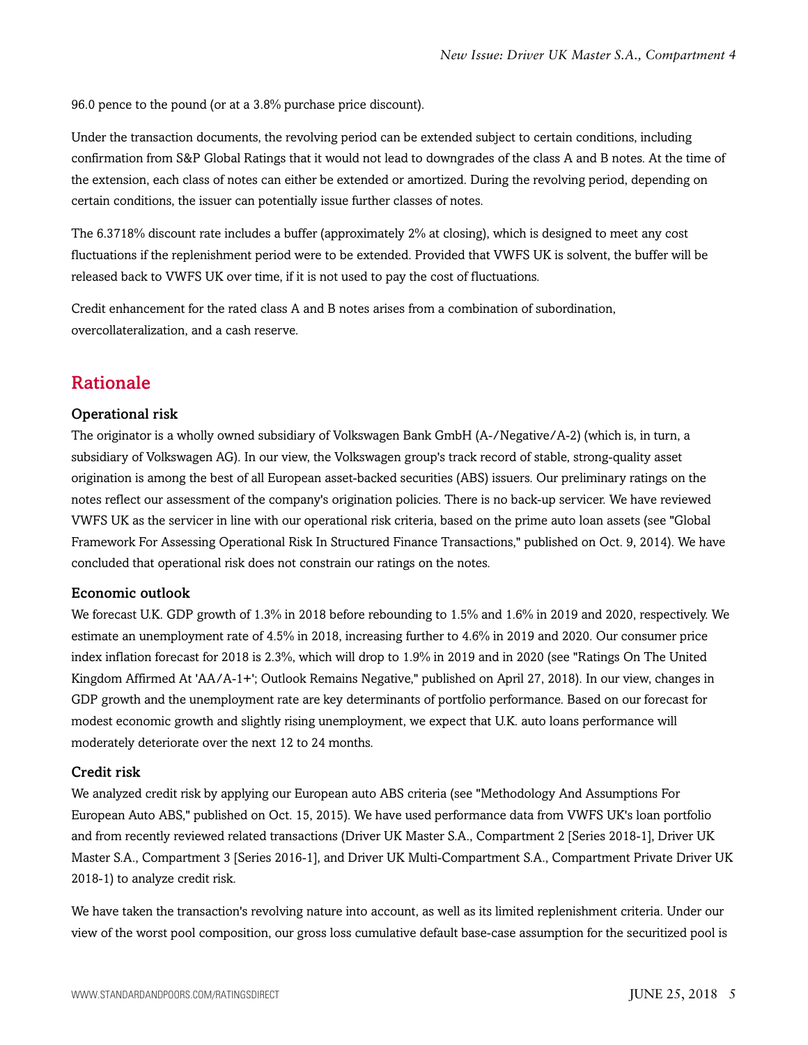96.0 pence to the pound (or at a 3.8% purchase price discount).

Under the transaction documents, the revolving period can be extended subject to certain conditions, including confirmation from S&P Global Ratings that it would not lead to downgrades of the class A and B notes. At the time of the extension, each class of notes can either be extended or amortized. During the revolving period, depending on certain conditions, the issuer can potentially issue further classes of notes.

The 6.3718% discount rate includes a buffer (approximately 2% at closing), which is designed to meet any cost fluctuations if the replenishment period were to be extended. Provided that VWFS UK is solvent, the buffer will be released back to VWFS UK over time, if it is not used to pay the cost of fluctuations.

Credit enhancement for the rated class A and B notes arises from a combination of subordination, overcollateralization, and a cash reserve.

## Rationale

### Operational risk

The originator is a wholly owned subsidiary of Volkswagen Bank GmbH (A-/Negative/A-2) (which is, in turn, a subsidiary of Volkswagen AG). In our view, the Volkswagen group's track record of stable, strong-quality asset origination is among the best of all European asset-backed securities (ABS) issuers. Our preliminary ratings on the notes reflect our assessment of the company's origination policies. There is no back-up servicer. We have reviewed VWFS UK as the servicer in line with our operational risk criteria, based on the prime auto loan assets (see "Global Framework For Assessing Operational Risk In Structured Finance Transactions," published on Oct. 9, 2014). We have concluded that operational risk does not constrain our ratings on the notes.

### Economic outlook

We forecast U.K. GDP growth of 1.3% in 2018 before rebounding to 1.5% and 1.6% in 2019 and 2020, respectively. We estimate an unemployment rate of 4.5% in 2018, increasing further to 4.6% in 2019 and 2020. Our consumer price index inflation forecast for 2018 is 2.3%, which will drop to 1.9% in 2019 and in 2020 (see "Ratings On The United Kingdom Affirmed At 'AA/A-1+'; Outlook Remains Negative," published on April 27, 2018). In our view, changes in GDP growth and the unemployment rate are key determinants of portfolio performance. Based on our forecast for modest economic growth and slightly rising unemployment, we expect that U.K. auto loans performance will moderately deteriorate over the next 12 to 24 months.

### Credit risk

We analyzed credit risk by applying our European auto ABS criteria (see "Methodology And Assumptions For European Auto ABS," published on Oct. 15, 2015). We have used performance data from VWFS UK's loan portfolio and from recently reviewed related transactions (Driver UK Master S.A., Compartment 2 [Series 2018-1], Driver UK Master S.A., Compartment 3 [Series 2016-1], and Driver UK Multi-Compartment S.A., Compartment Private Driver UK 2018-1) to analyze credit risk.

We have taken the transaction's revolving nature into account, as well as its limited replenishment criteria. Under our view of the worst pool composition, our gross loss cumulative default base-case assumption for the securitized pool is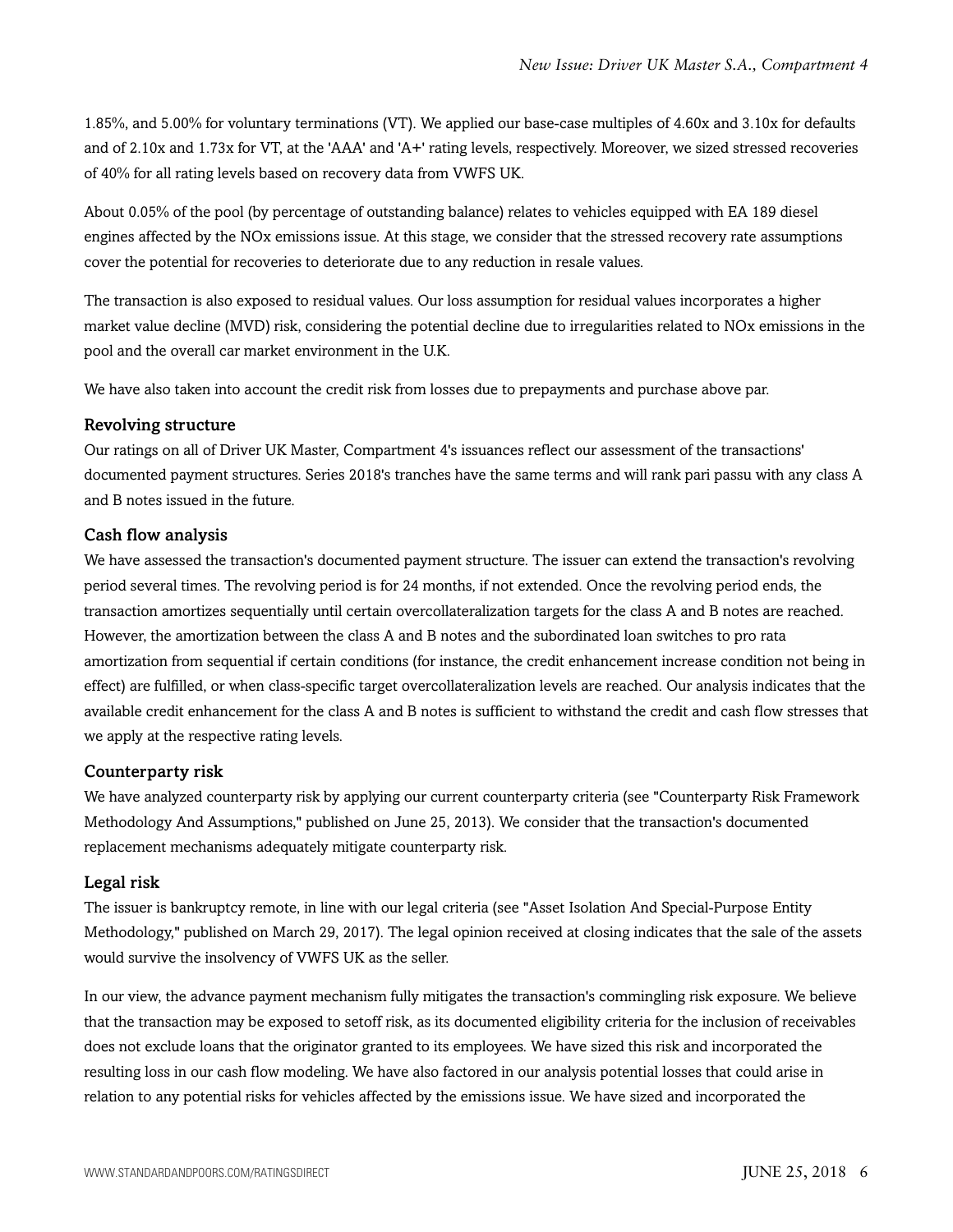1.85%, and 5.00% for voluntary terminations (VT). We applied our base-case multiples of 4.60x and 3.10x for defaults and of 2.10x and 1.73x for VT, at the 'AAA' and 'A+' rating levels, respectively. Moreover, we sized stressed recoveries of 40% for all rating levels based on recovery data from VWFS UK.

About 0.05% of the pool (by percentage of outstanding balance) relates to vehicles equipped with EA 189 diesel engines affected by the NOx emissions issue. At this stage, we consider that the stressed recovery rate assumptions cover the potential for recoveries to deteriorate due to any reduction in resale values.

The transaction is also exposed to residual values. Our loss assumption for residual values incorporates a higher market value decline (MVD) risk, considering the potential decline due to irregularities related to NOx emissions in the pool and the overall car market environment in the U.K.

We have also taken into account the credit risk from losses due to prepayments and purchase above par.

### Revolving structure

Our ratings on all of Driver UK Master, Compartment 4's issuances reflect our assessment of the transactions' documented payment structures. Series 2018's tranches have the same terms and will rank pari passu with any class A and B notes issued in the future.

### Cash flow analysis

We have assessed the transaction's documented payment structure. The issuer can extend the transaction's revolving period several times. The revolving period is for 24 months, if not extended. Once the revolving period ends, the transaction amortizes sequentially until certain overcollateralization targets for the class A and B notes are reached. However, the amortization between the class A and B notes and the subordinated loan switches to pro rata amortization from sequential if certain conditions (for instance, the credit enhancement increase condition not being in effect) are fulfilled, or when class-specific target overcollateralization levels are reached. Our analysis indicates that the available credit enhancement for the class A and B notes is sufficient to withstand the credit and cash flow stresses that we apply at the respective rating levels.

### Counterparty risk

We have analyzed counterparty risk by applying our current counterparty criteria (see "Counterparty Risk Framework Methodology And Assumptions," published on June 25, 2013). We consider that the transaction's documented replacement mechanisms adequately mitigate counterparty risk.

### Legal risk

The issuer is bankruptcy remote, in line with our legal criteria (see "Asset Isolation And Special-Purpose Entity Methodology," published on March 29, 2017). The legal opinion received at closing indicates that the sale of the assets would survive the insolvency of VWFS UK as the seller.

In our view, the advance payment mechanism fully mitigates the transaction's commingling risk exposure. We believe that the transaction may be exposed to setoff risk, as its documented eligibility criteria for the inclusion of receivables does not exclude loans that the originator granted to its employees. We have sized this risk and incorporated the resulting loss in our cash flow modeling. We have also factored in our analysis potential losses that could arise in relation to any potential risks for vehicles affected by the emissions issue. We have sized and incorporated the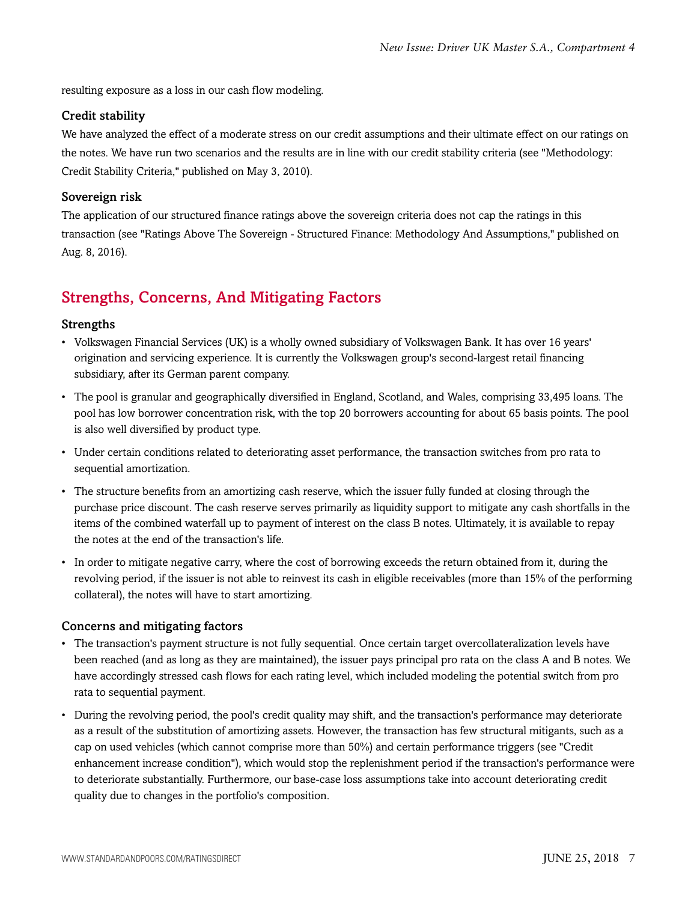resulting exposure as a loss in our cash flow modeling.

### Credit stability

We have analyzed the effect of a moderate stress on our credit assumptions and their ultimate effect on our ratings on the notes. We have run two scenarios and the results are in line with our credit stability criteria (see "Methodology: Credit Stability Criteria," published on May 3, 2010).

### Sovereign risk

The application of our structured finance ratings above the sovereign criteria does not cap the ratings in this transaction (see "Ratings Above The Sovereign - Structured Finance: Methodology And Assumptions," published on Aug. 8, 2016).

## Strengths, Concerns, And Mitigating Factors

### Strengths

- Volkswagen Financial Services (UK) is a wholly owned subsidiary of Volkswagen Bank. It has over 16 years' origination and servicing experience. It is currently the Volkswagen group's second-largest retail financing subsidiary, after its German parent company.
- The pool is granular and geographically diversified in England, Scotland, and Wales, comprising 33,495 loans. The pool has low borrower concentration risk, with the top 20 borrowers accounting for about 65 basis points. The pool is also well diversified by product type.
- Under certain conditions related to deteriorating asset performance, the transaction switches from pro rata to sequential amortization.
- The structure benefits from an amortizing cash reserve, which the issuer fully funded at closing through the purchase price discount. The cash reserve serves primarily as liquidity support to mitigate any cash shortfalls in the items of the combined waterfall up to payment of interest on the class B notes. Ultimately, it is available to repay the notes at the end of the transaction's life.
- In order to mitigate negative carry, where the cost of borrowing exceeds the return obtained from it, during the revolving period, if the issuer is not able to reinvest its cash in eligible receivables (more than 15% of the performing collateral), the notes will have to start amortizing.

### Concerns and mitigating factors

- The transaction's payment structure is not fully sequential. Once certain target overcollateralization levels have been reached (and as long as they are maintained), the issuer pays principal pro rata on the class A and B notes. We have accordingly stressed cash flows for each rating level, which included modeling the potential switch from pro rata to sequential payment.
- During the revolving period, the pool's credit quality may shift, and the transaction's performance may deteriorate as a result of the substitution of amortizing assets. However, the transaction has few structural mitigants, such as a cap on used vehicles (which cannot comprise more than 50%) and certain performance triggers (see "Credit enhancement increase condition"), which would stop the replenishment period if the transaction's performance were to deteriorate substantially. Furthermore, our base-case loss assumptions take into account deteriorating credit quality due to changes in the portfolio's composition.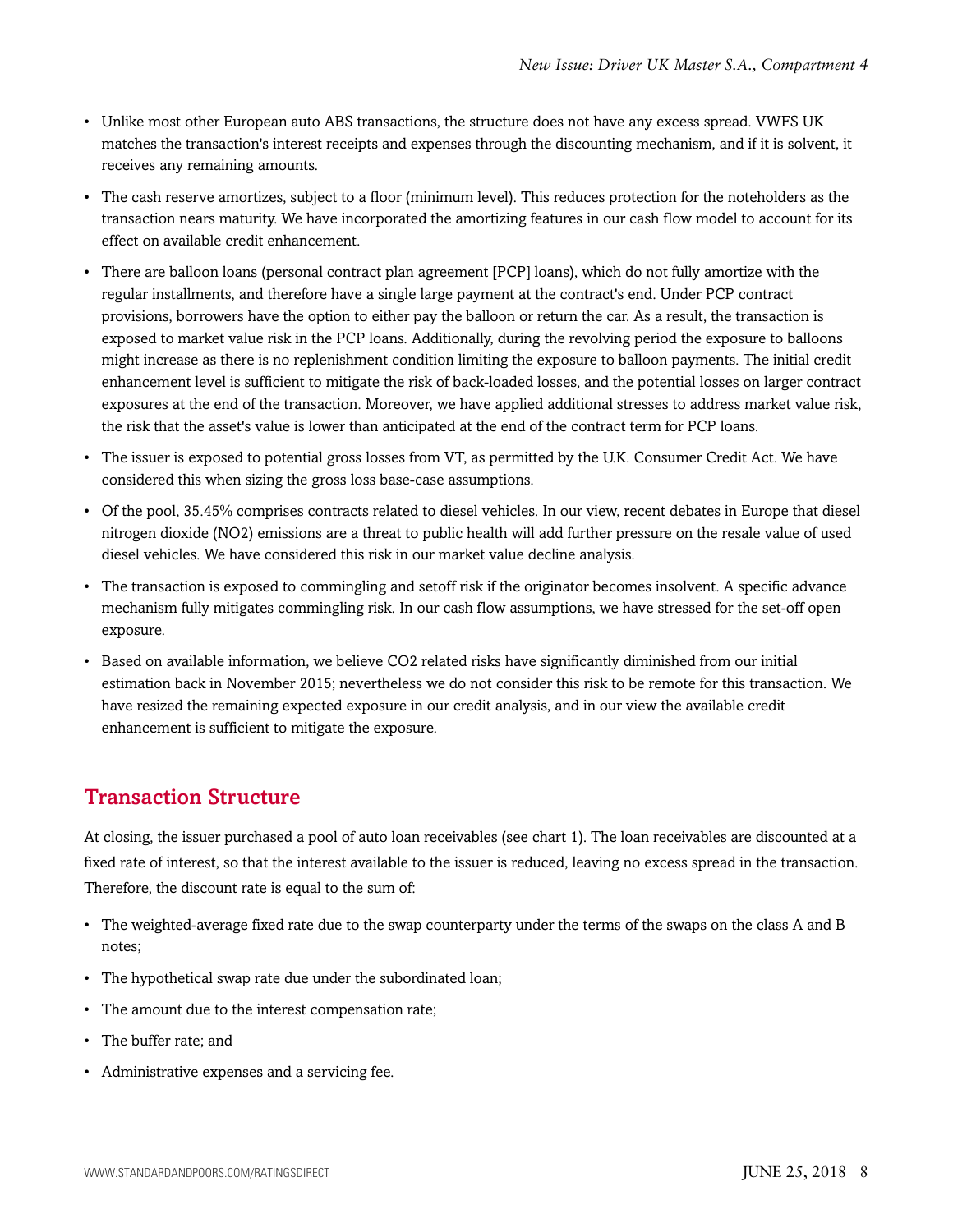- Unlike most other European auto ABS transactions, the structure does not have any excess spread. VWFS UK matches the transaction's interest receipts and expenses through the discounting mechanism, and if it is solvent, it receives any remaining amounts.
- The cash reserve amortizes, subject to a floor (minimum level). This reduces protection for the noteholders as the transaction nears maturity. We have incorporated the amortizing features in our cash flow model to account for its effect on available credit enhancement.
- There are balloon loans (personal contract plan agreement [PCP] loans), which do not fully amortize with the regular installments, and therefore have a single large payment at the contract's end. Under PCP contract provisions, borrowers have the option to either pay the balloon or return the car. As a result, the transaction is exposed to market value risk in the PCP loans. Additionally, during the revolving period the exposure to balloons might increase as there is no replenishment condition limiting the exposure to balloon payments. The initial credit enhancement level is sufficient to mitigate the risk of back-loaded losses, and the potential losses on larger contract exposures at the end of the transaction. Moreover, we have applied additional stresses to address market value risk, the risk that the asset's value is lower than anticipated at the end of the contract term for PCP loans.
- The issuer is exposed to potential gross losses from VT, as permitted by the U.K. Consumer Credit Act. We have considered this when sizing the gross loss base-case assumptions.
- Of the pool, 35.45% comprises contracts related to diesel vehicles. In our view, recent debates in Europe that diesel nitrogen dioxide ($NO_2$) emissions are a threat to public health will add further pressure on the resale value of used diesel vehicles. We have considered this risk in our market value decline analysis.
- The transaction is exposed to commingling and setoff risk if the originator becomes insolvent. A specific advance mechanism fully mitigates commingling risk. In our cash flow assumptions, we have stressed for the set-off open exposure.
- Based on available information, we believe $CO_2$ related risks have significantly diminished from our initial estimation back in November 2015; nevertheless we do not consider this risk to be remote for this transaction. We have resized the remaining expected exposure in our credit analysis, and in our view the available credit enhancement is sufficient to mitigate the exposure.

## Transaction Structure

At closing, the issuer purchased a pool of auto loan receivables (see chart 1). The loan receivables are discounted at a fixed rate of interest, so that the interest available to the issuer is reduced, leaving no excess spread in the transaction. Therefore, the discount rate is equal to the sum of:

- The weighted-average fixed rate due to the swap counterparty under the terms of the swaps on the class A and B notes;
- The hypothetical swap rate due under the subordinated loan;
- The amount due to the interest compensation rate;
- The buffer rate; and
- Administrative expenses and a servicing fee.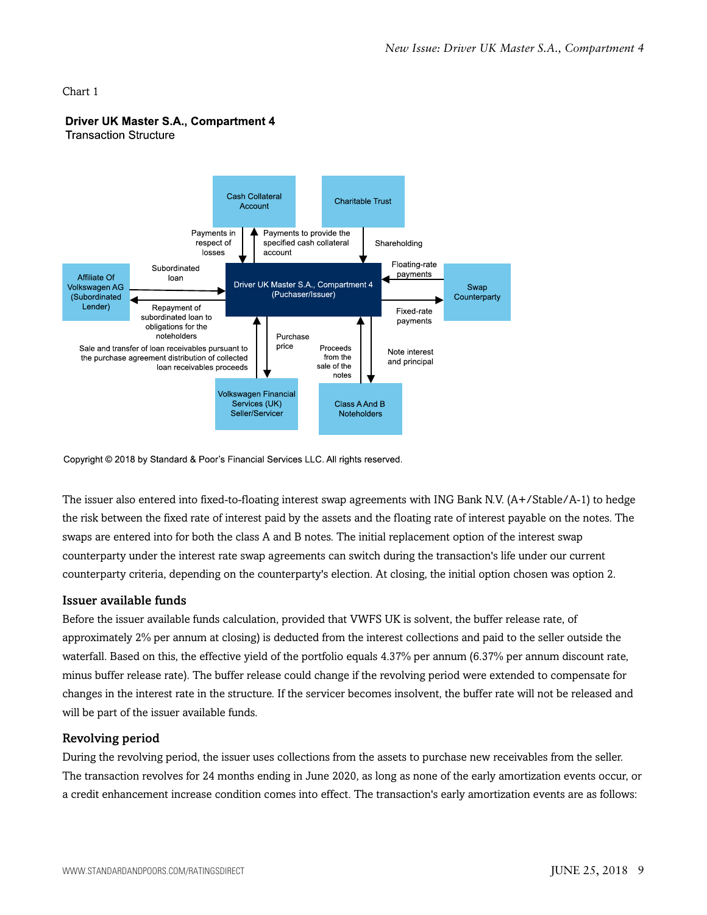Chart 1

**Driver UK Master S.A., Compartment 4**
Transaction Structure

Cash Collateral Account
Charitable Trust
Payments in respect of losses
Payments to provide the specified cash collateral account
Shareholding
Affiliate Of Volkswagen AG (Subordinated Lender)
Subordinated loan
Repayment of subordinated loan to obligations for the noteholders
Driver UK Master S.A., Compartment 4 (Puchaser/Issuer)
Floating-rate payments
Fixed-rate payments
Swap Counterparty
Sale and transfer of loan receivables pursuant to the purchase agreement distribution of collected loan receivables proceeds
Purchase price
Proceeds from the sale of the notes
Note interest and principal
Volkswagen Financial Services (UK) Seller/Servicer
Class A And B Noteholders

Copyright © 2018 by Standard & Poor's Financial Services LLC. All rights reserved.

The issuer also entered into fixed-to-floating interest swap agreements with ING Bank N.V. (A+/Stable/A-1) to hedge the risk between the fixed rate of interest paid by the assets and the floating rate of interest payable on the notes. The swaps are entered into for both the class A and B notes. The initial replacement option of the interest swap counterparty under the interest rate swap agreements can switch during the transaction's life under our current counterparty criteria, depending on the counterparty's election. At closing, the initial option chosen was option 2.

### Issuer available funds

Before the issuer available funds calculation, provided that VWFS UK is solvent, the buffer release rate, of approximately 2% per annum at closing) is deducted from the interest collections and paid to the seller outside the waterfall. Based on this, the effective yield of the portfolio equals 4.37% per annum (6.37% per annum discount rate, minus buffer release rate). The buffer release could change if the revolving period were extended to compensate for changes in the interest rate in the structure. If the servicer becomes insolvent, the buffer rate will not be released and will be part of the issuer available funds.

### Revolving period

During the revolving period, the issuer uses collections from the assets to purchase new receivables from the seller. The transaction revolves for 24 months ending in June 2020, as long as none of the early amortization events occur, or a credit enhancement increase condition comes into effect. The transaction's early amortization events are as follows: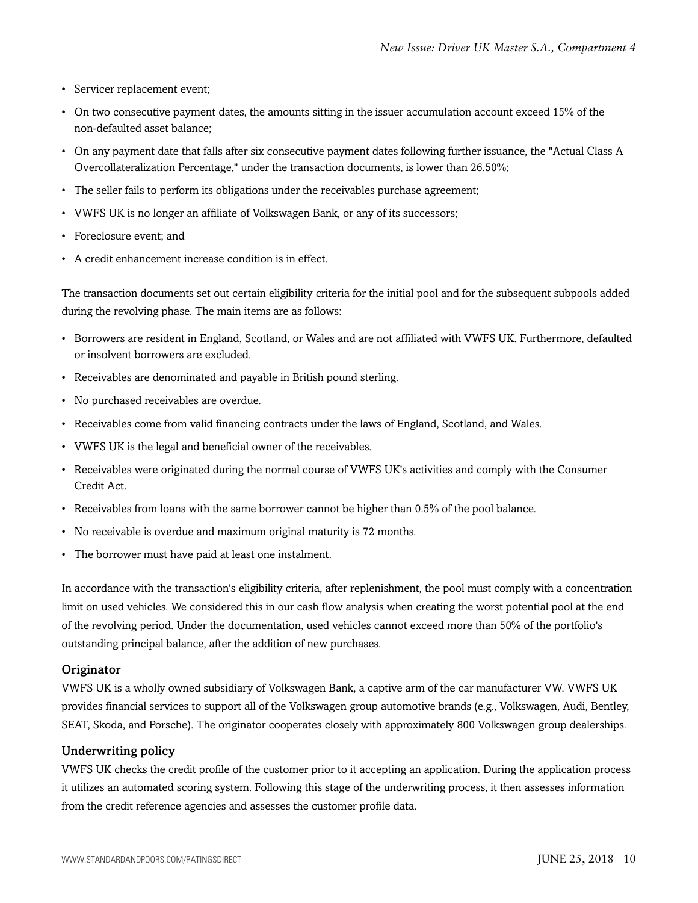- Servicer replacement event;
- On two consecutive payment dates, the amounts sitting in the issuer accumulation account exceed 15% of the non-defaulted asset balance;
- On any payment date that falls after six consecutive payment dates following further issuance, the "Actual Class A Overcollateralization Percentage," under the transaction documents, is lower than 26.50%;
- The seller fails to perform its obligations under the receivables purchase agreement;
- VWFS UK is no longer an affiliate of Volkswagen Bank, or any of its successors;
- Foreclosure event; and
- A credit enhancement increase condition is in effect.

The transaction documents set out certain eligibility criteria for the initial pool and for the subsequent subpools added during the revolving phase. The main items are as follows:

- Borrowers are resident in England, Scotland, or Wales and are not affiliated with VWFS UK. Furthermore, defaulted or insolvent borrowers are excluded.
- Receivables are denominated and payable in British pound sterling.
- No purchased receivables are overdue.
- Receivables come from valid financing contracts under the laws of England, Scotland, and Wales.
- VWFS UK is the legal and beneficial owner of the receivables.
- Receivables were originated during the normal course of VWFS UK's activities and comply with the Consumer Credit Act.
- Receivables from loans with the same borrower cannot be higher than 0.5% of the pool balance.
- No receivable is overdue and maximum original maturity is 72 months.
- The borrower must have paid at least one instalment.

In accordance with the transaction's eligibility criteria, after replenishment, the pool must comply with a concentration limit on used vehicles. We considered this in our cash flow analysis when creating the worst potential pool at the end of the revolving period. Under the documentation, used vehicles cannot exceed more than 50% of the portfolio's outstanding principal balance, after the addition of new purchases.

### Originator

VWFS UK is a wholly owned subsidiary of Volkswagen Bank, a captive arm of the car manufacturer VW. VWFS UK provides financial services to support all of the Volkswagen group automotive brands (e.g., Volkswagen, Audi, Bentley, SEAT, Skoda, and Porsche). The originator cooperates closely with approximately 800 Volkswagen group dealerships.

### Underwriting policy

VWFS UK checks the credit profile of the customer prior to it accepting an application. During the application process it utilizes an automated scoring system. Following this stage of the underwriting process, it then assesses information from the credit reference agencies and assesses the customer profile data.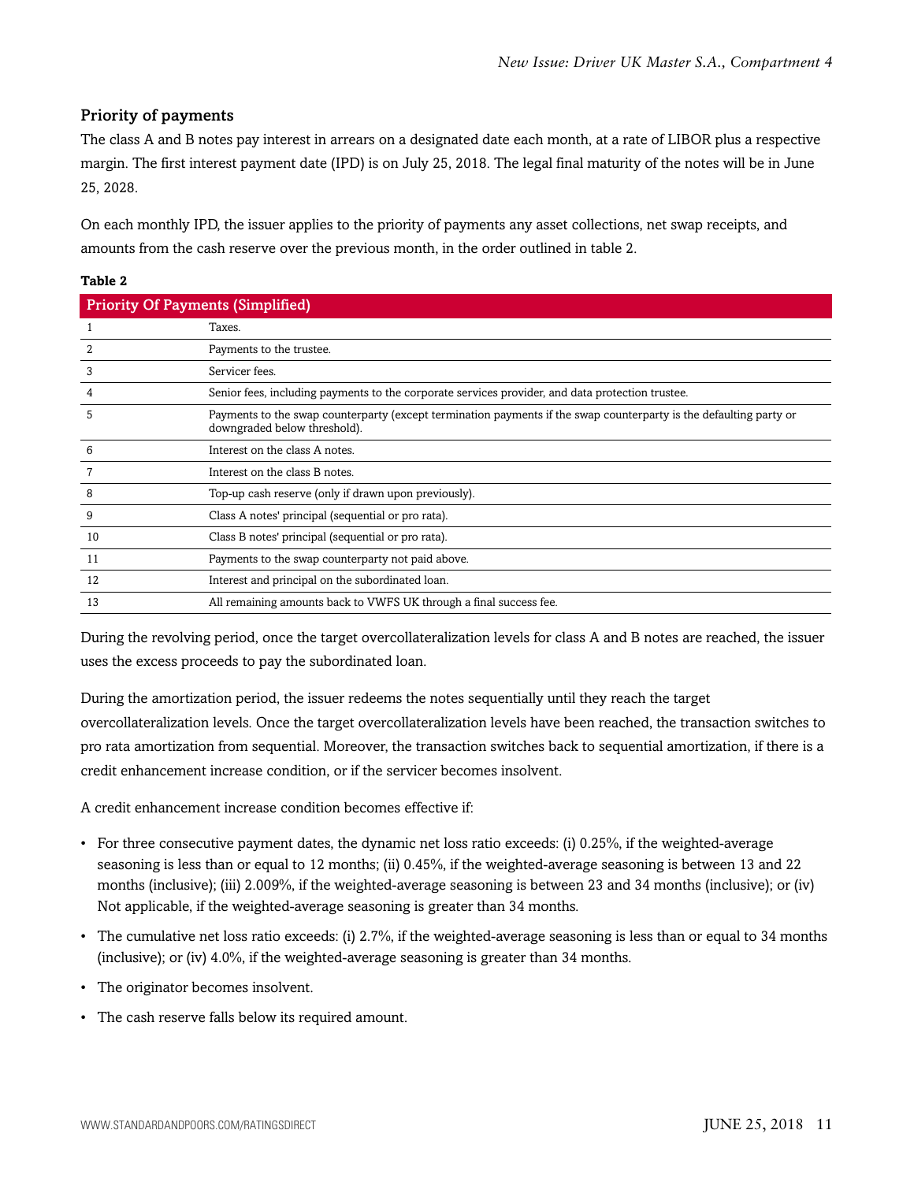### Priority of payments

The class A and B notes pay interest in arrears on a designated date each month, at a rate of LIBOR plus a respective margin. The first interest payment date (IPD) is on July 25, 2018. The legal final maturity of the notes will be in June 25, 2028.

On each monthly IPD, the issuer applies to the priority of payments any asset collections, net swap receipts, and amounts from the cash reserve over the previous month, in the order outlined in table 2.

**Table 2**

| Priority Of Payments (Simplified) | |
|---|---|
| 1 | Taxes. |
| 2 | Payments to the trustee. |
| 3 | Servicer fees. |
| 4 | Senior fees, including payments to the corporate services provider, and data protection trustee. |
| 5 | Payments to the swap counterparty (except termination payments if the swap counterparty is the defaulting party or downgraded below threshold). |
| 6 | Interest on the class A notes. |
| 7 | Interest on the class B notes. |
| 8 | Top-up cash reserve (only if drawn upon previously). |
| 9 | Class A notes' principal (sequential or pro rata). |
| 10 | Class B notes' principal (sequential or pro rata). |
| 11 | Payments to the swap counterparty not paid above. |
| 12 | Interest and principal on the subordinated loan. |
| 13 | All remaining amounts back to VWFS UK through a final success fee. |

During the revolving period, once the target overcollateralization levels for class A and B notes are reached, the issuer uses the excess proceeds to pay the subordinated loan.

During the amortization period, the issuer redeems the notes sequentially until they reach the target overcollateralization levels. Once the target overcollateralization levels have been reached, the transaction switches to pro rata amortization from sequential. Moreover, the transaction switches back to sequential amortization, if there is a credit enhancement increase condition, or if the servicer becomes insolvent.

A credit enhancement increase condition becomes effective if:

- For three consecutive payment dates, the dynamic net loss ratio exceeds: (i) 0.25%, if the weighted-average seasoning is less than or equal to 12 months; (ii) 0.45%, if the weighted-average seasoning is between 13 and 22 months (inclusive); (iii) 2.009%, if the weighted-average seasoning is between 23 and 34 months (inclusive); or (iv) Not applicable, if the weighted-average seasoning is greater than 34 months.
- The cumulative net loss ratio exceeds: (i) 2.7%, if the weighted-average seasoning is less than or equal to 34 months (inclusive); or (iv) 4.0%, if the weighted-average seasoning is greater than 34 months.
- The originator becomes insolvent.
- The cash reserve falls below its required amount.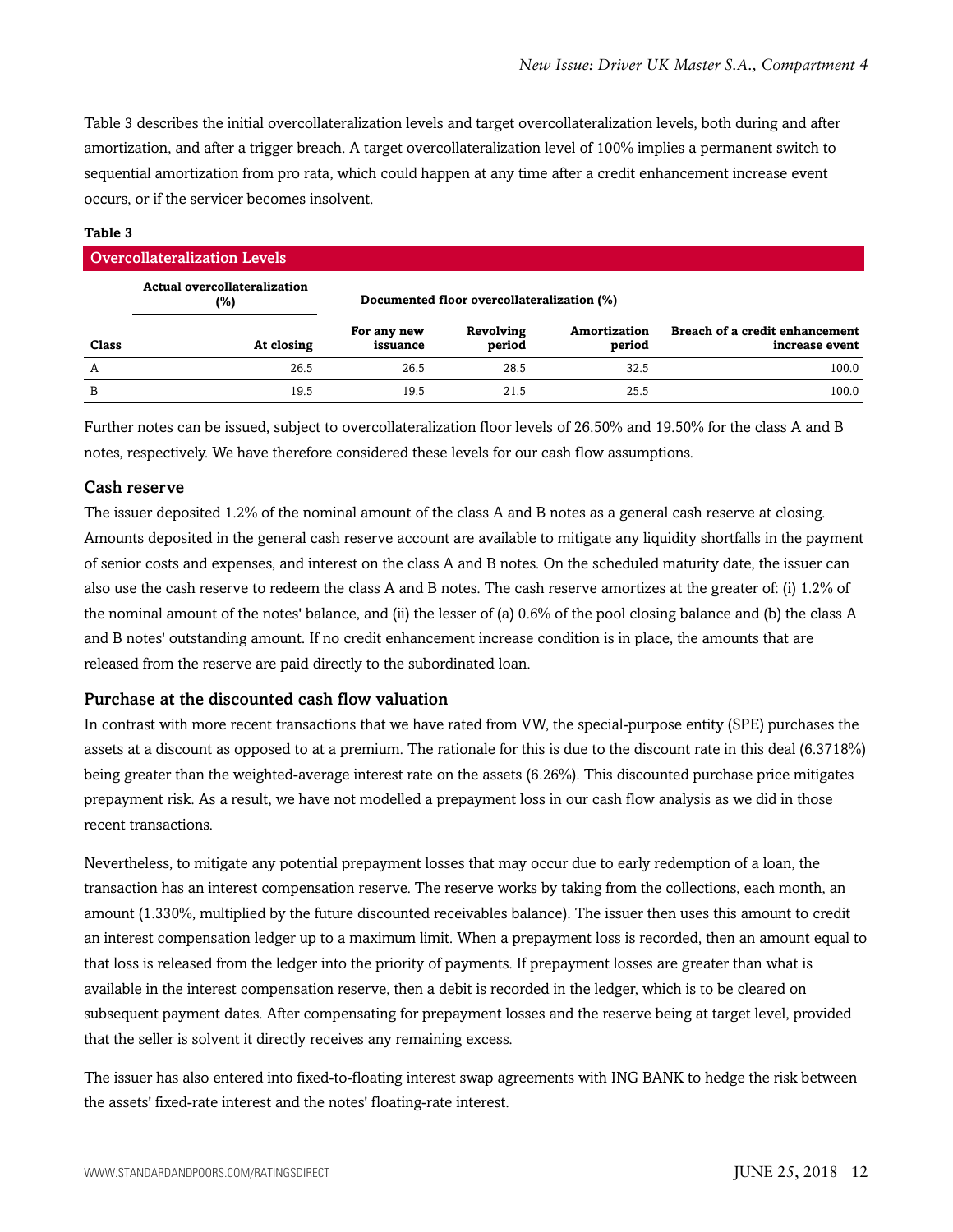Table 3 describes the initial overcollateralization levels and target overcollateralization levels, both during and after amortization, and after a trigger breach. A target overcollateralization level of 100% implies a permanent switch to sequential amortization from pro rata, which could happen at any time after a credit enhancement increase event occurs, or if the servicer becomes insolvent.

**Table 3**

**Overcollateralization Levels**

| | Actual overcollateralization (%) | Documented floor overcollateralization (%) | | | |
|---|---|---|---|---|---|
| Class | At closing | For any new issuance | Revolving period | Amortization period | Breach of a credit enhancement increase event |
| A | 26.5 | 26.5 | 28.5 | 32.5 | 100.0 |
| B | 19.5 | 19.5 | 21.5 | 25.5 | 100.0 |

Further notes can be issued, subject to overcollateralization floor levels of 26.50% and 19.50% for the class A and B notes, respectively. We have therefore considered these levels for our cash flow assumptions.

## Cash reserve

The issuer deposited 1.2% of the nominal amount of the class A and B notes as a general cash reserve at closing. Amounts deposited in the general cash reserve account are available to mitigate any liquidity shortfalls in the payment of senior costs and expenses, and interest on the class A and B notes. On the scheduled maturity date, the issuer can also use the cash reserve to redeem the class A and B notes. The cash reserve amortizes at the greater of: (i) 1.2% of the nominal amount of the notes' balance, and (ii) the lesser of (a) 0.6% of the pool closing balance and (b) the class A and B notes' outstanding amount. If no credit enhancement increase condition is in place, the amounts that are released from the reserve are paid directly to the subordinated loan.

## Purchase at the discounted cash flow valuation

In contrast with more recent transactions that we have rated from VW, the special-purpose entity (SPE) purchases the assets at a discount as opposed to at a premium. The rationale for this is due to the discount rate in this deal (6.3718%) being greater than the weighted-average interest rate on the assets (6.26%). This discounted purchase price mitigates prepayment risk. As a result, we have not modelled a prepayment loss in our cash flow analysis as we did in those recent transactions.

Nevertheless, to mitigate any potential prepayment losses that may occur due to early redemption of a loan, the transaction has an interest compensation reserve. The reserve works by taking from the collections, each month, an amount (1.330%, multiplied by the future discounted receivables balance). The issuer then uses this amount to credit an interest compensation ledger up to a maximum limit. When a prepayment loss is recorded, then an amount equal to that loss is released from the ledger into the priority of payments. If prepayment losses are greater than what is available in the interest compensation reserve, then a debit is recorded in the ledger, which is to be cleared on subsequent payment dates. After compensating for prepayment losses and the reserve being at target level, provided that the seller is solvent it directly receives any remaining excess.

The issuer has also entered into fixed-to-floating interest swap agreements with ING BANK to hedge the risk between the assets' fixed-rate interest and the notes' floating-rate interest.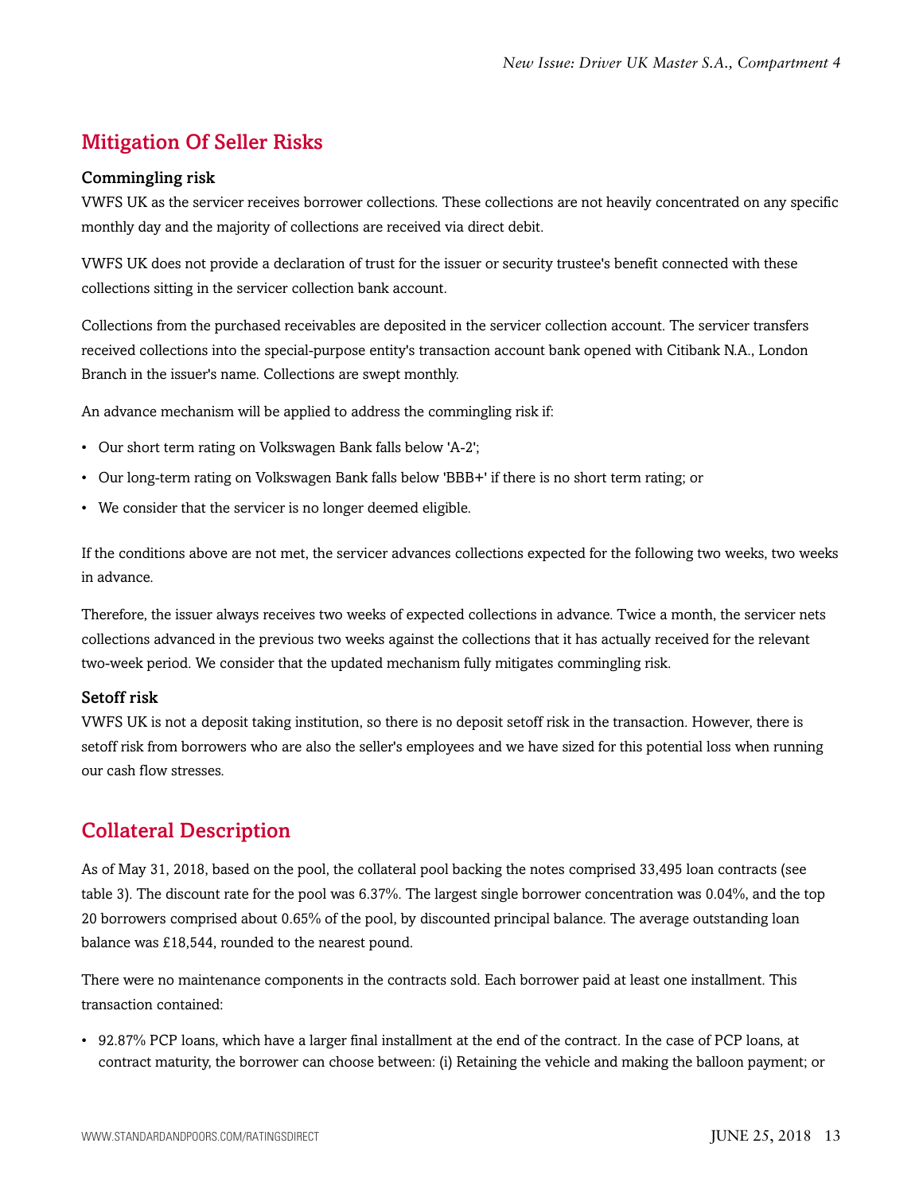## Mitigation Of Seller Risks

### Commingling risk

VWFS UK as the servicer receives borrower collections. These collections are not heavily concentrated on any specific monthly day and the majority of collections are received via direct debit.

VWFS UK does not provide a declaration of trust for the issuer or security trustee's benefit connected with these collections sitting in the servicer collection bank account.

Collections from the purchased receivables are deposited in the servicer collection account. The servicer transfers received collections into the special-purpose entity's transaction account bank opened with Citibank N.A., London Branch in the issuer's name. Collections are swept monthly.

An advance mechanism will be applied to address the commingling risk if:

- Our short term rating on Volkswagen Bank falls below 'A-2';
- Our long-term rating on Volkswagen Bank falls below 'BBB+' if there is no short term rating; or
- We consider that the servicer is no longer deemed eligible.

If the conditions above are not met, the servicer advances collections expected for the following two weeks, two weeks in advance.

Therefore, the issuer always receives two weeks of expected collections in advance. Twice a month, the servicer nets collections advanced in the previous two weeks against the collections that it has actually received for the relevant two-week period. We consider that the updated mechanism fully mitigates commingling risk.

### Setoff risk

VWFS UK is not a deposit taking institution, so there is no deposit setoff risk in the transaction. However, there is setoff risk from borrowers who are also the seller's employees and we have sized for this potential loss when running our cash flow stresses.

## Collateral Description

As of May 31, 2018, based on the pool, the collateral pool backing the notes comprised 33,495 loan contracts (see table 3). The discount rate for the pool was 6.37%. The largest single borrower concentration was 0.04%, and the top 20 borrowers comprised about 0.65% of the pool, by discounted principal balance. The average outstanding loan balance was £18,544, rounded to the nearest pound.

There were no maintenance components in the contracts sold. Each borrower paid at least one installment. This transaction contained:

- 92.87% PCP loans, which have a larger final installment at the end of the contract. In the case of PCP loans, at contract maturity, the borrower can choose between: (i) Retaining the vehicle and making the balloon payment; or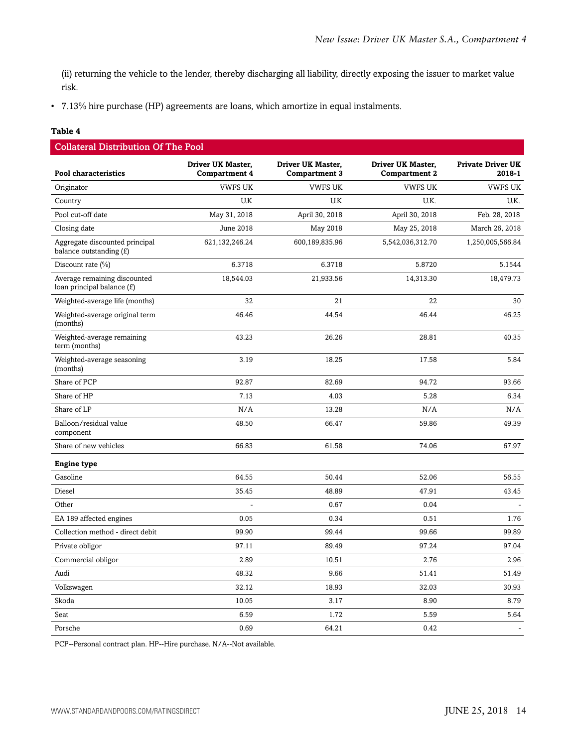(ii) returning the vehicle to the lender, thereby discharging all liability, directly exposing the issuer to market value risk.

- 7.13% hire purchase (HP) agreements are loans, which amortize in equal instalments.

**Table 4**

**Collateral Distribution Of The Pool**

| Pool characteristics | Driver UK Master, Compartment 4 | Driver UK Master, Compartment 3 | Driver UK Master, Compartment 2 | Private Driver UK 2018-1 |
|---|---|---|---|---|
| Originator | VWFS UK | VWFS UK | VWFS UK | VWFS UK |
| Country | U.K | U.K | U.K. | U.K. |
| Pool cut-off date | May 31, 2018 | April 30, 2018 | April 30, 2018 | Feb. 28, 2018 |
| Closing date | June 2018 | May 2018 | May 25, 2018 | March 26, 2018 |
| Aggregate discounted principal balance outstanding (£) | 621,132,246.24 | 600,189,835.96 | 5,542,036,312.70 | 1,250,005,566.84 |
| Discount rate (%) | 6.3718 | 6.3718 | 5.8720 | 5.1544 |
| Average remaining discounted loan principal balance (£) | 18,544.03 | 21,933.56 | 14,313.30 | 18,479.73 |
| Weighted-average life (months) | 32 | 21 | 22 | 30 |
| Weighted-average original term (months) | 46.46 | 44.54 | 46.44 | 46.25 |
| Weighted-average remaining term (months) | 43.23 | 26.26 | 28.81 | 40.35 |
| Weighted-average seasoning (months) | 3.19 | 18.25 | 17.58 | 5.84 |
| Share of PCP | 92.87 | 82.69 | 94.72 | 93.66 |
| Share of HP | 7.13 | 4.03 | 5.28 | 6.34 |
| Share of LP | N/A | 13.28 | N/A | N/A |
| Balloon/residual value component | 48.50 | 66.47 | 59.86 | 49.39 |
| Share of new vehicles | 66.83 | 61.58 | 74.06 | 67.97 |
| **Engine type** | | | | |
| Gasoline | 64.55 | 50.44 | 52.06 | 56.55 |
| Diesel | 35.45 | 48.89 | 47.91 | 43.45 |
| Other | - | 0.67 | 0.04 | - |
| EA 189 affected engines | 0.05 | 0.34 | 0.51 | 1.76 |
| Collection method - direct debit | 99.90 | 99.44 | 99.66 | 99.89 |
| Private obligor | 97.11 | 89.49 | 97.24 | 97.04 |
| Commercial obligor | 2.89 | 10.51 | 2.76 | 2.96 |
| Audi | 48.32 | 9.66 | 51.41 | 51.49 |
| Volkswagen | 32.12 | 18.93 | 32.03 | 30.93 |
| Skoda | 10.05 | 3.17 | 8.90 | 8.79 |
| Seat | 6.59 | 1.72 | 5.59 | 5.64 |
| Porsche | 0.69 | 64.21 | 0.42 | - |

PCP--Personal contract plan. HP--Hire purchase. N/A--Not available.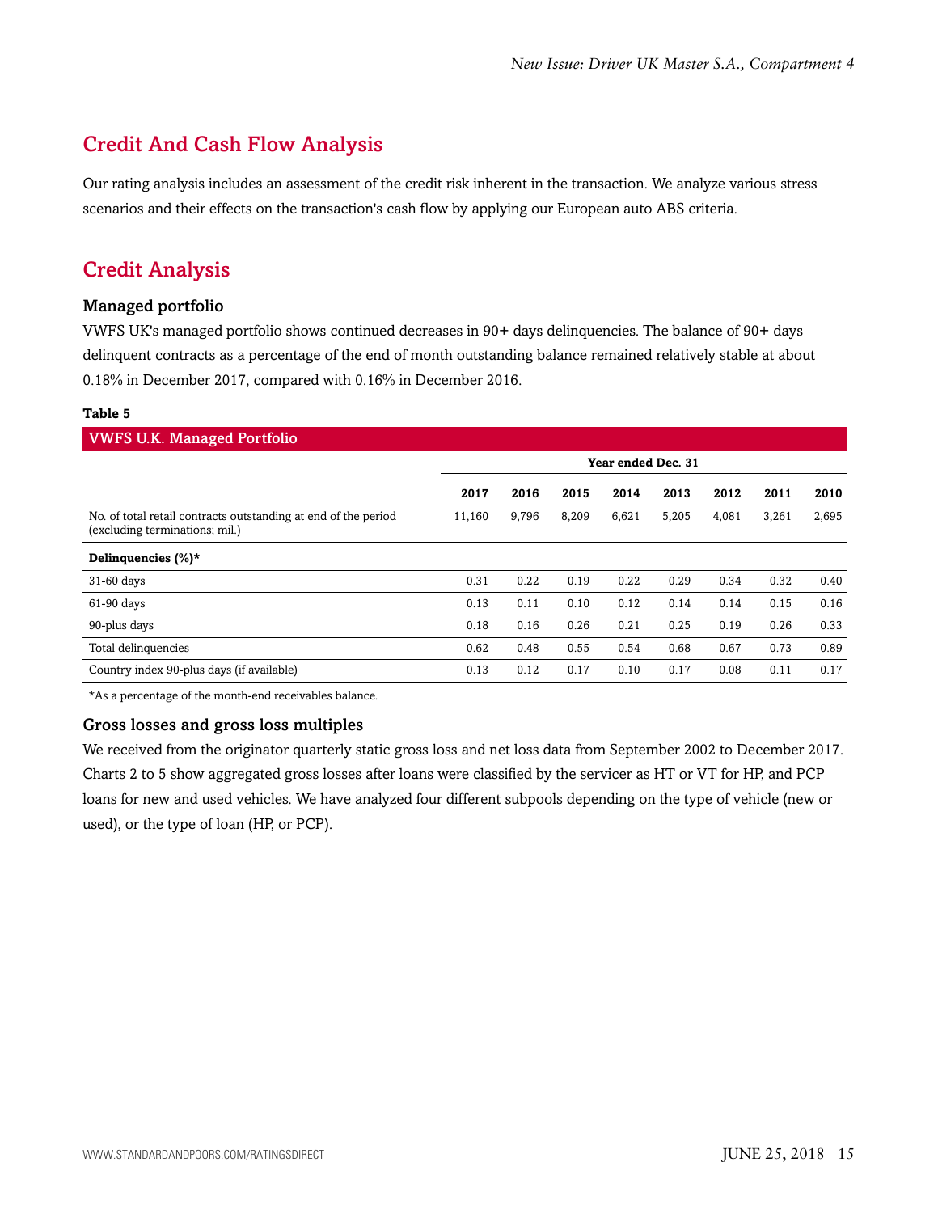## Credit And Cash Flow Analysis

Our rating analysis includes an assessment of the credit risk inherent in the transaction. We analyze various stress scenarios and their effects on the transaction's cash flow by applying our European auto ABS criteria.

## Credit Analysis

### Managed portfolio

VWFS UK's managed portfolio shows continued decreases in 90+ days delinquencies. The balance of 90+ days delinquent contracts as a percentage of the end of month outstanding balance remained relatively stable at about 0.18% in December 2017, compared with 0.16% in December 2016.

**Table 5**

**VWFS U.K. Managed Portfolio**

| | Year ended Dec. 31 | | | | | | | |
|---|---|---|---|---|---|---|---|---|
| | **2017** | **2016** | **2015** | **2014** | **2013** | **2012** | **2011** | **2010** |
| No. of total retail contracts outstanding at end of the period (excluding terminations; mil.) | 11,160 | 9,796 | 8,209 | 6,621 | 5,205 | 4,081 | 3,261 | 2,695 |
| **Delinquencies (%)*** | | | | | | | | |
| 31-60 days | 0.31 | 0.22 | 0.19 | 0.22 | 0.29 | 0.34 | 0.32 | 0.40 |
| 61-90 days | 0.13 | 0.11 | 0.10 | 0.12 | 0.14 | 0.14 | 0.15 | 0.16 |
| 90-plus days | 0.18 | 0.16 | 0.26 | 0.21 | 0.25 | 0.19 | 0.26 | 0.33 |
| Total delinquencies | 0.62 | 0.48 | 0.55 | 0.54 | 0.68 | 0.67 | 0.73 | 0.89 |
| Country index 90-plus days (if available) | 0.13 | 0.12 | 0.17 | 0.10 | 0.17 | 0.08 | 0.11 | 0.17 |

*As a percentage of the month-end receivables balance.

### Gross losses and gross loss multiples

We received from the originator quarterly static gross loss and net loss data from September 2002 to December 2017. Charts 2 to 5 show aggregated gross losses after loans were classified by the servicer as HT or VT for HP, and PCP loans for new and used vehicles. We have analyzed four different subpools depending on the type of vehicle (new or used), or the type of loan (HP, or PCP).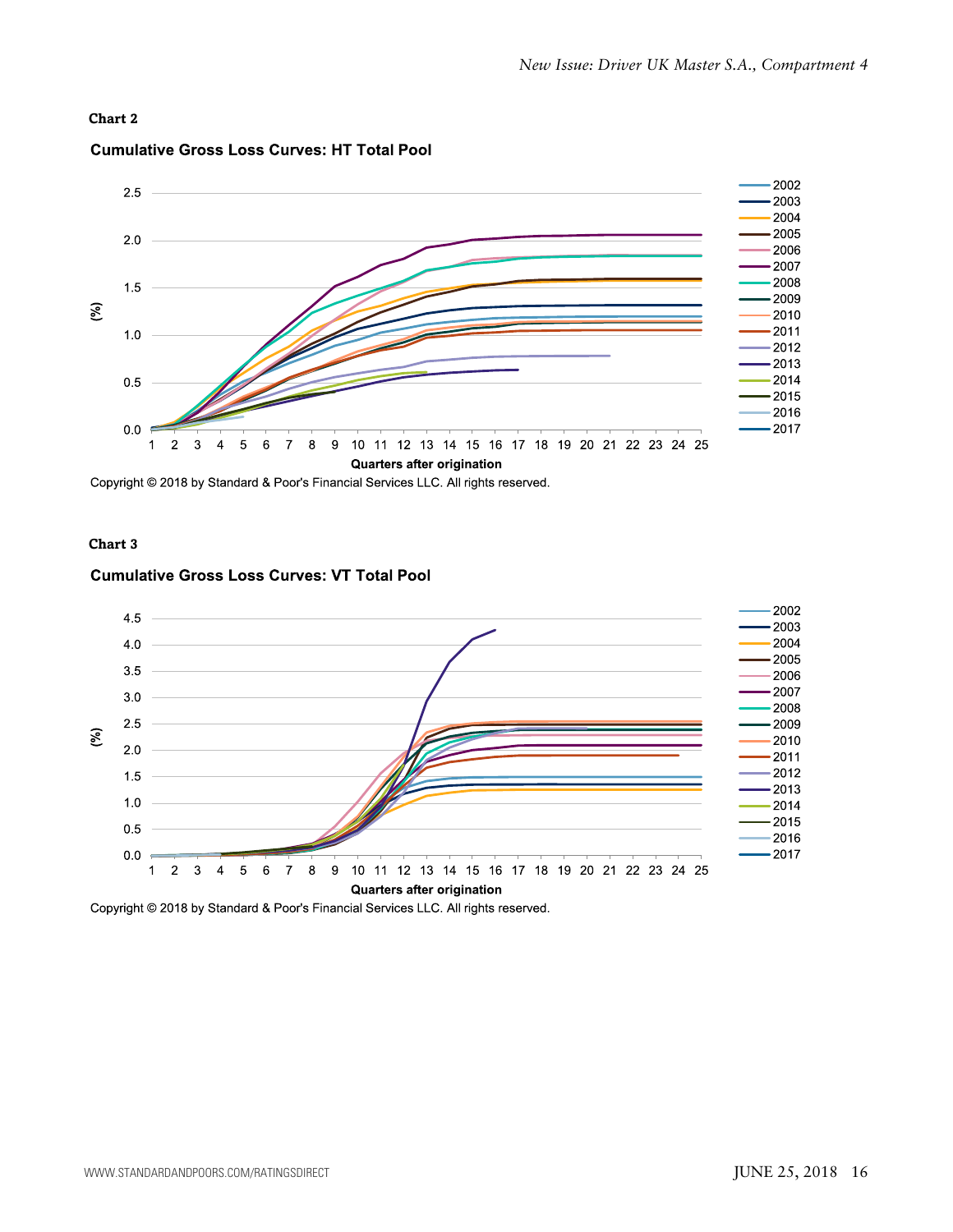**Chart 2**

**Cumulative Gross Loss Curves: HT Total Pool**

2.5
2.0
1.5
1.0
0.5
0.0

(%)

1 2 3 4 5 6 7 8 9 10 11 12 13 14 15 16 17 18 19 20 21 22 23 24 25

Quarters after origination

2002
2003
2004
2005
2006
2007
2008
2009
2010
2011
2012
2013
2014
2015
2016
2017

Copyright © 2018 by Standard & Poor's Financial Services LLC. All rights reserved.

**Chart 3**

**Cumulative Gross Loss Curves: VT Total Pool**

4.5
4.0
3.5
3.0
2.5
2.0
1.5
1.0
0.5
0.0

(%)

1 2 3 4 5 6 7 8 9 10 11 12 13 14 15 16 17 18 19 20 21 22 23 24 25

Quarters after origination

2002
2003
2004
2005
2006
2007
2008
2009
2010
2011
2012
2013
2014
2015
2016
2017

Copyright © 2018 by Standard & Poor's Financial Services LLC. All rights reserved.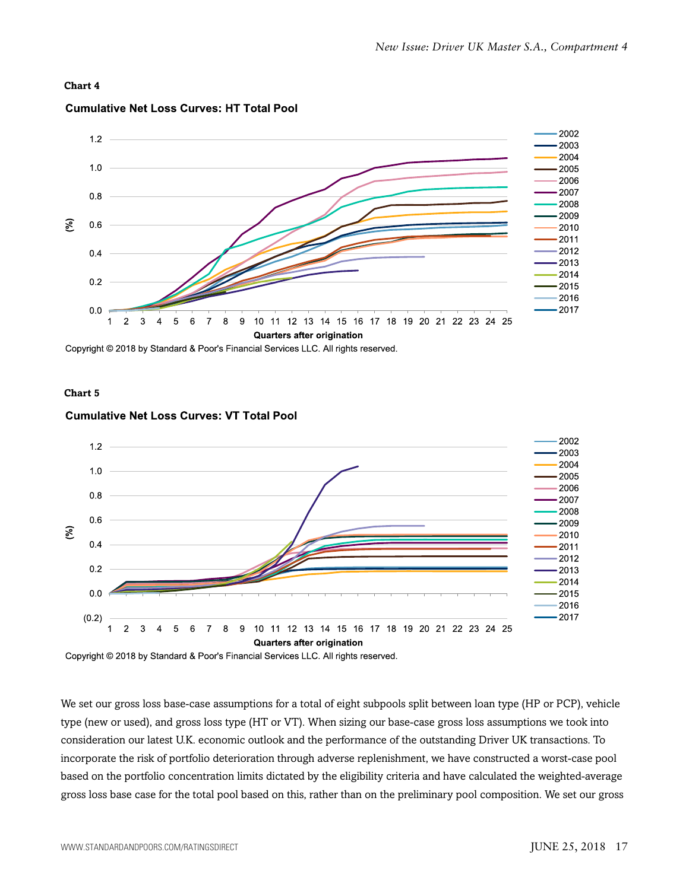**Chart 4**

**Cumulative Net Loss Curves: HT Total Pool**

(%)

1.2
1.0
0.8
0.6
0.4
0.2
0.0

1 2 3 4 5 6 7 8 9 10 11 12 13 14 15 16 17 18 19 20 21 22 23 24 25

Quarters after origination

2002
2003
2004
2005
2006
2007
2008
2009
2010
2011
2012
2013
2014
2015
2016
2017

Copyright © 2018 by Standard & Poor's Financial Services LLC. All rights reserved.

**Chart 5**

**Cumulative Net Loss Curves: VT Total Pool**

(%)

1.2
1.0
0.8
0.6
0.4
0.2
0.0
(0.2)

1 2 3 4 5 6 7 8 9 10 11 12 13 14 15 16 17 18 19 20 21 22 23 24 25

Quarters after origination

2002
2003
2004
2005
2006
2007
2008
2009
2010
2011
2012
2013
2014
2015
2016
2017

Copyright © 2018 by Standard & Poor's Financial Services LLC. All rights reserved.

We set our gross loss base-case assumptions for a total of eight subpools split between loan type (HP or PCP), vehicle type (new or used), and gross loss type (HT or VT). When sizing our base-case gross loss assumptions we took into consideration our latest U.K. economic outlook and the performance of the outstanding Driver UK transactions. To incorporate the risk of portfolio deterioration through adverse replenishment, we have constructed a worst-case pool based on the portfolio concentration limits dictated by the eligibility criteria and have calculated the weighted-average gross loss base case for the total pool based on this, rather than on the preliminary pool composition. We set our gross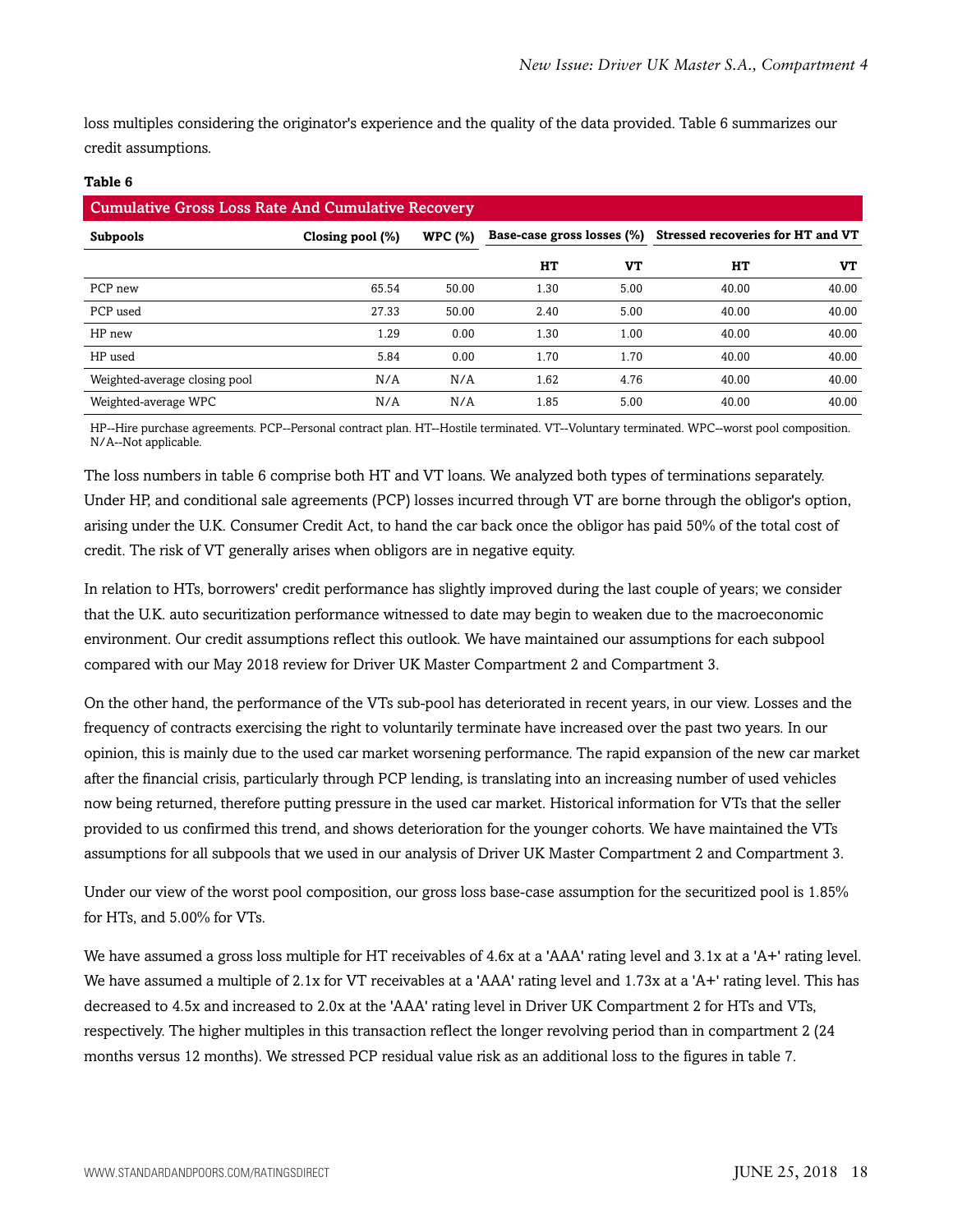loss multiples considering the originator's experience and the quality of the data provided. Table 6 summarizes our credit assumptions.

**Table 6**

| Cumulative Gross Loss Rate And Cumulative Recovery | | | | | | |
|---|---|---|---|---|---|---|
| **Subpools** | **Closing pool (%)** | **WPC (%)** | **Base-case gross losses (%)** | | **Stressed recoveries for HT and VT** | |
| | | | **HT** | **VT** | **HT** | **VT** |
| PCP new | 65.54 | 50.00 | 1.30 | 5.00 | 40.00 | 40.00 |
| PCP used | 27.33 | 50.00 | 2.40 | 5.00 | 40.00 | 40.00 |
| HP new | 1.29 | 0.00 | 1.30 | 1.00 | 40.00 | 40.00 |
| HP used | 5.84 | 0.00 | 1.70 | 1.70 | 40.00 | 40.00 |
| Weighted-average closing pool | N/A | N/A | 1.62 | 4.76 | 40.00 | 40.00 |
| Weighted-average WPC | N/A | N/A | 1.85 | 5.00 | 40.00 | 40.00 |

HP--Hire purchase agreements. PCP--Personal contract plan. HT--Hostile terminated. VT--Voluntary terminated. WPC--worst pool composition. N/A--Not applicable.

The loss numbers in table 6 comprise both HT and VT loans. We analyzed both types of terminations separately. Under HP, and conditional sale agreements (PCP) losses incurred through VT are borne through the obligor's option, arising under the U.K. Consumer Credit Act, to hand the car back once the obligor has paid 50% of the total cost of credit. The risk of VT generally arises when obligors are in negative equity.

In relation to HTs, borrowers' credit performance has slightly improved during the last couple of years; we consider that the U.K. auto securitization performance witnessed to date may begin to weaken due to the macroeconomic environment. Our credit assumptions reflect this outlook. We have maintained our assumptions for each subpool compared with our May 2018 review for Driver UK Master Compartment 2 and Compartment 3.

On the other hand, the performance of the VTs sub-pool has deteriorated in recent years, in our view. Losses and the frequency of contracts exercising the right to voluntarily terminate have increased over the past two years. In our opinion, this is mainly due to the used car market worsening performance. The rapid expansion of the new car market after the financial crisis, particularly through PCP lending, is translating into an increasing number of used vehicles now being returned, therefore putting pressure in the used car market. Historical information for VTs that the seller provided to us confirmed this trend, and shows deterioration for the younger cohorts. We have maintained the VTs assumptions for all subpools that we used in our analysis of Driver UK Master Compartment 2 and Compartment 3.

Under our view of the worst pool composition, our gross loss base-case assumption for the securitized pool is 1.85% for HTs, and 5.00% for VTs.

We have assumed a gross loss multiple for HT receivables of 4.6x at a 'AAA' rating level and 3.1x at a 'A+' rating level. We have assumed a multiple of 2.1x for VT receivables at a 'AAA' rating level and 1.73x at a 'A+' rating level. This has decreased to 4.5x and increased to 2.0x at the 'AAA' rating level in Driver UK Compartment 2 for HTs and VTs, respectively. The higher multiples in this transaction reflect the longer revolving period than in compartment 2 (24 months versus 12 months). We stressed PCP residual value risk as an additional loss to the figures in table 7.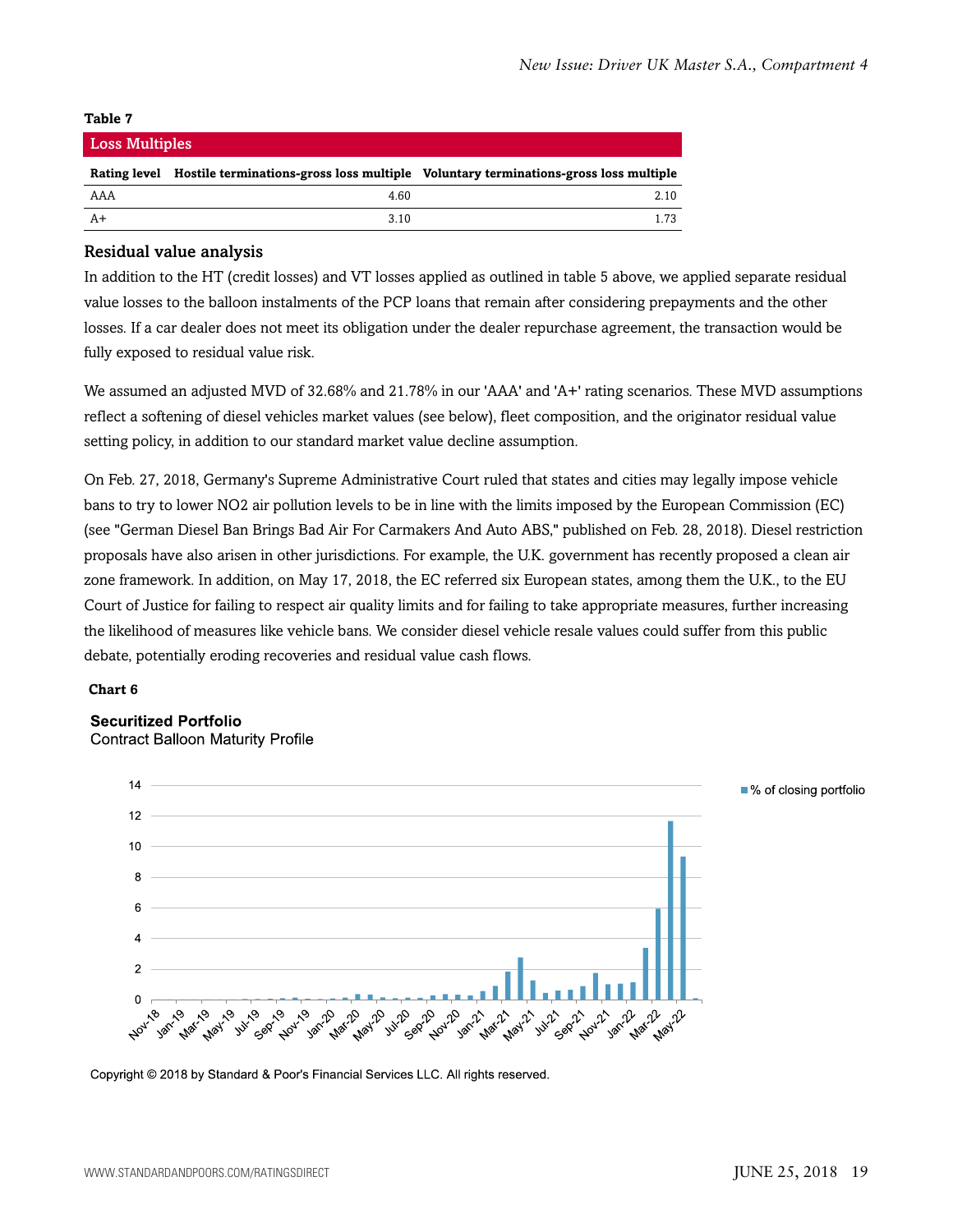**Table 7**

**Loss Multiples**

| Rating level | Hostile terminations-gross loss multiple | Voluntary terminations-gross loss multiple |
|---|---|---|
| AAA | 4.60 | 2.10 |
| A+ | 3.10 | 1.73 |

### Residual value analysis

In addition to the HT (credit losses) and VT losses applied as outlined in table 5 above, we applied separate residual value losses to the balloon instalments of the PCP loans that remain after considering prepayments and the other losses. If a car dealer does not meet its obligation under the dealer repurchase agreement, the transaction would be fully exposed to residual value risk.

We assumed an adjusted MVD of 32.68% and 21.78% in our 'AAA' and 'A+' rating scenarios. These MVD assumptions reflect a softening of diesel vehicles market values (see below), fleet composition, and the originator residual value setting policy, in addition to our standard market value decline assumption.

On Feb. 27, 2018, Germany's Supreme Administrative Court ruled that states and cities may legally impose vehicle bans to try to lower NO2 air pollution levels to be in line with the limits imposed by the European Commission (EC) (see "German Diesel Ban Brings Bad Air For Carmakers And Auto ABS," published on Feb. 28, 2018). Diesel restriction proposals have also arisen in other jurisdictions. For example, the U.K. government has recently proposed a clean air zone framework. In addition, on May 17, 2018, the EC referred six European states, among them the U.K., to the EU Court of Justice for failing to respect air quality limits and for failing to take appropriate measures, further increasing the likelihood of measures like vehicle bans. We consider diesel vehicle resale values could suffer from this public debate, potentially eroding recoveries and residual value cash flows.

**Chart 6**

**Securitized Portfolio**
Contract Balloon Maturity Profile

% of closing portfolio

14
12
10
8
6
4
2
0

Nov-18 Jan-19 Mar-19 May-19 Jul-19 Sep-19 Nov-19 Jan-20 Mar-20 May-20 Jul-20 Sep-20 Nov-20 Jan-21 Mar-21 May-21 Jul-21 Sep-21 Nov-21 Jan-22 Mar-22 May-22

Copyright © 2018 by Standard & Poor's Financial Services LLC. All rights reserved.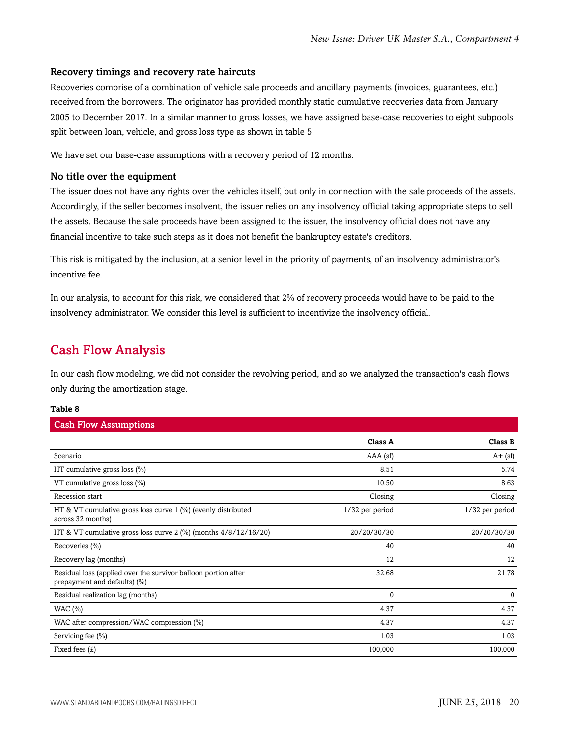### Recovery timings and recovery rate haircuts

Recoveries comprise of a combination of vehicle sale proceeds and ancillary payments (invoices, guarantees, etc.) received from the borrowers. The originator has provided monthly static cumulative recoveries data from January 2005 to December 2017. In a similar manner to gross losses, we have assigned base-case recoveries to eight subpools split between loan, vehicle, and gross loss type as shown in table 5.

We have set our base-case assumptions with a recovery period of 12 months.

### No title over the equipment

The issuer does not have any rights over the vehicles itself, but only in connection with the sale proceeds of the assets. Accordingly, if the seller becomes insolvent, the issuer relies on any insolvency official taking appropriate steps to sell the assets. Because the sale proceeds have been assigned to the issuer, the insolvency official does not have any financial incentive to take such steps as it does not benefit the bankruptcy estate's creditors.

This risk is mitigated by the inclusion, at a senior level in the priority of payments, of an insolvency administrator's incentive fee.

In our analysis, to account for this risk, we considered that 2% of recovery proceeds would have to be paid to the insolvency administrator. We consider this level is sufficient to incentivize the insolvency official.

## Cash Flow Analysis

In our cash flow modeling, we did not consider the revolving period, and so we analyzed the transaction's cash flows only during the amortization stage.

**Table 8**

**Cash Flow Assumptions**

| | Class A | Class B |
|---|---|---|
| Scenario | AAA (sf) | A+ (sf) |
| HT cumulative gross loss (%) | 8.51 | 5.74 |
| VT cumulative gross loss (%) | 10.50 | 8.63 |
| Recession start | Closing | Closing |
| HT & VT cumulative gross loss curve 1 (%) (evenly distributed across 32 months) | 1/32 per period | 1/32 per period |
| HT & VT cumulative gross loss curve 2 (%) (months 4/8/12/16/20) | 20/20/30/30 | 20/20/30/30 |
| Recoveries (%) | 40 | 40 |
| Recovery lag (months) | 12 | 12 |
| Residual loss (applied over the survivor balloon portion after prepayment and defaults) (%) | 32.68 | 21.78 |
| Residual realization lag (months) | 0 | 0 |
| WAC (%) | 4.37 | 4.37 |
| WAC after compression/WAC compression (%) | 4.37 | 4.37 |
| Servicing fee (%) | 1.03 | 1.03 |
| Fixed fees (£) | 100,000 | 100,000 |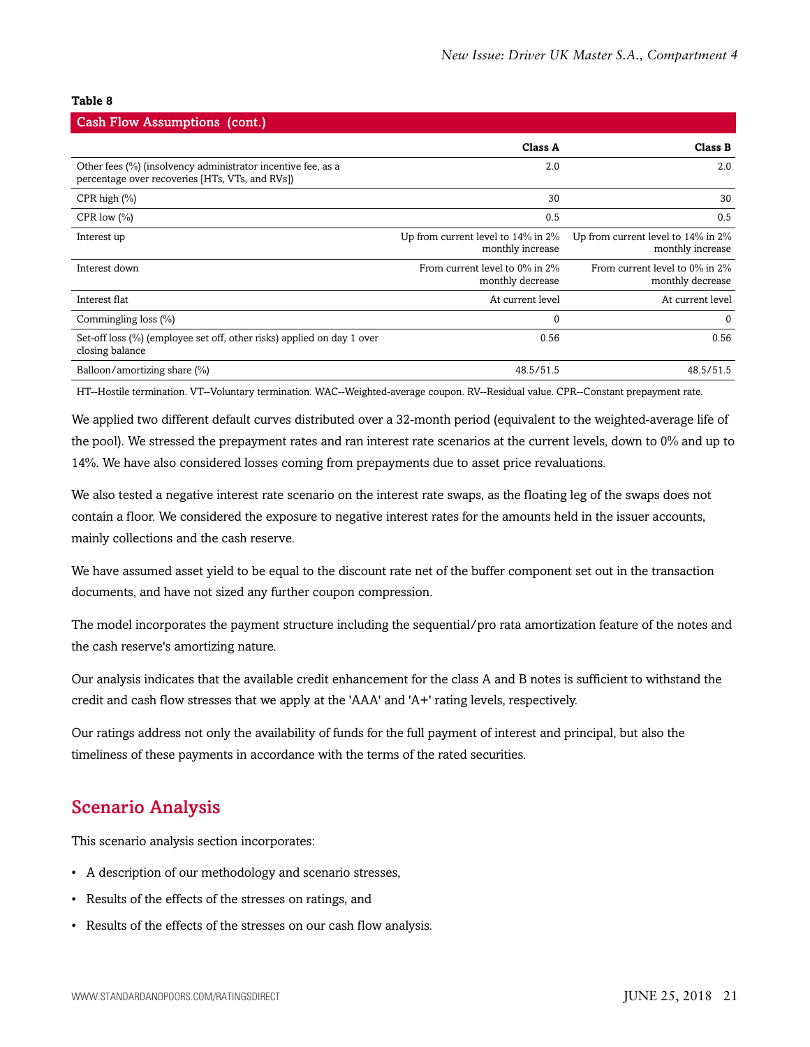**Table 8**

**Cash Flow Assumptions (cont.)**

| | Class A | Class B |
|---|---|---|
| Other fees (%) (insolvency administrator incentive fee, as a percentage over recoveries [HTs, VTs, and RVs]) | 2.0 | 2.0 |
| CPR high (%) | 30 | 30 |
| CPR low (%) | 0.5 | 0.5 |
| Interest up | Up from current level to 14% in 2% monthly increase | Up from current level to 14% in 2% monthly increase |
| Interest down | From current level to 0% in 2% monthly decrease | From current level to 0% in 2% monthly decrease |
| Interest flat | At current level | At current level |
| Commingling loss (%) | 0 | 0 |
| Set-off loss (%) (employee set off, other risks) applied on day 1 over closing balance | 0.56 | 0.56 |
| Balloon/amortizing share (%) | 48.5/51.5 | 48.5/51.5 |

HT--Hostile termination. VT--Voluntary termination. WAC--Weighted-average coupon. RV--Residual value. CPR--Constant prepayment rate.

We applied two different default curves distributed over a 32-month period (equivalent to the weighted-average life of the pool). We stressed the prepayment rates and ran interest rate scenarios at the current levels, down to 0% and up to 14%. We have also considered losses coming from prepayments due to asset price revaluations.

We also tested a negative interest rate scenario on the interest rate swaps, as the floating leg of the swaps does not contain a floor. We considered the exposure to negative interest rates for the amounts held in the issuer accounts, mainly collections and the cash reserve.

We have assumed asset yield to be equal to the discount rate net of the buffer component set out in the transaction documents, and have not sized any further coupon compression.

The model incorporates the payment structure including the sequential/pro rata amortization feature of the notes and the cash reserve's amortizing nature.

Our analysis indicates that the available credit enhancement for the class A and B notes is sufficient to withstand the credit and cash flow stresses that we apply at the 'AAA' and 'A+' rating levels, respectively.

Our ratings address not only the availability of funds for the full payment of interest and principal, but also the timeliness of these payments in accordance with the terms of the rated securities.

## Scenario Analysis

This scenario analysis section incorporates:

- A description of our methodology and scenario stresses,
- Results of the effects of the stresses on ratings, and
- Results of the effects of the stresses on our cash flow analysis.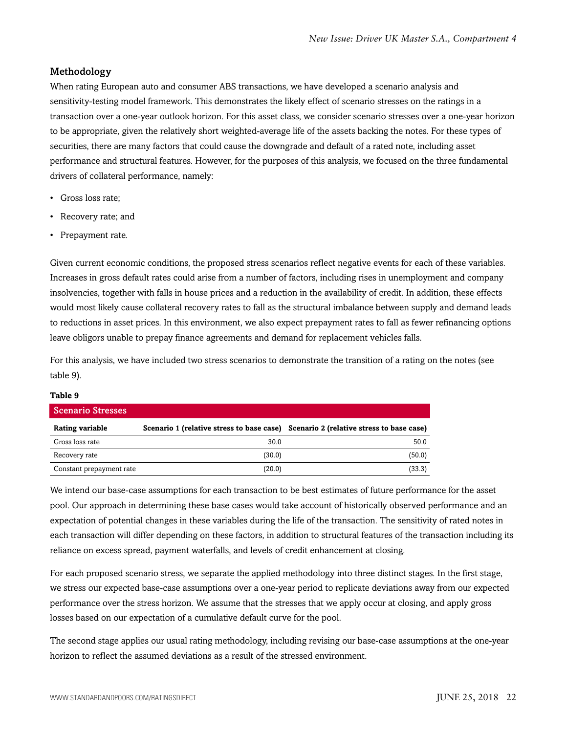## Methodology

When rating European auto and consumer ABS transactions, we have developed a scenario analysis and sensitivity-testing model framework. This demonstrates the likely effect of scenario stresses on the ratings in a transaction over a one-year outlook horizon. For this asset class, we consider scenario stresses over a one-year horizon to be appropriate, given the relatively short weighted-average life of the assets backing the notes. For these types of securities, there are many factors that could cause the downgrade and default of a rated note, including asset performance and structural features. However, for the purposes of this analysis, we focused on the three fundamental drivers of collateral performance, namely:

- Gross loss rate;
- Recovery rate; and
- Prepayment rate.

Given current economic conditions, the proposed stress scenarios reflect negative events for each of these variables. Increases in gross default rates could arise from a number of factors, including rises in unemployment and company insolvencies, together with falls in house prices and a reduction in the availability of credit. In addition, these effects would most likely cause collateral recovery rates to fall as the structural imbalance between supply and demand leads to reductions in asset prices. In this environment, we also expect prepayment rates to fall as fewer refinancing options leave obligors unable to prepay finance agreements and demand for replacement vehicles falls.

For this analysis, we have included two stress scenarios to demonstrate the transition of a rating on the notes (see table 9).

**Table 9**

| Scenario Stresses | | |
|---|---|---|
| **Rating variable** | **Scenario 1 (relative stress to base case)** | **Scenario 2 (relative stress to base case)** |
| Gross loss rate | 30.0 | 50.0 |
| Recovery rate | (30.0) | (50.0) |
| Constant prepayment rate | (20.0) | (33.3) |

We intend our base-case assumptions for each transaction to be best estimates of future performance for the asset pool. Our approach in determining these base cases would take account of historically observed performance and an expectation of potential changes in these variables during the life of the transaction. The sensitivity of rated notes in each transaction will differ depending on these factors, in addition to structural features of the transaction including its reliance on excess spread, payment waterfalls, and levels of credit enhancement at closing.

For each proposed scenario stress, we separate the applied methodology into three distinct stages. In the first stage, we stress our expected base-case assumptions over a one-year period to replicate deviations away from our expected performance over the stress horizon. We assume that the stresses that we apply occur at closing, and apply gross losses based on our expectation of a cumulative default curve for the pool.

The second stage applies our usual rating methodology, including revising our base-case assumptions at the one-year horizon to reflect the assumed deviations as a result of the stressed environment.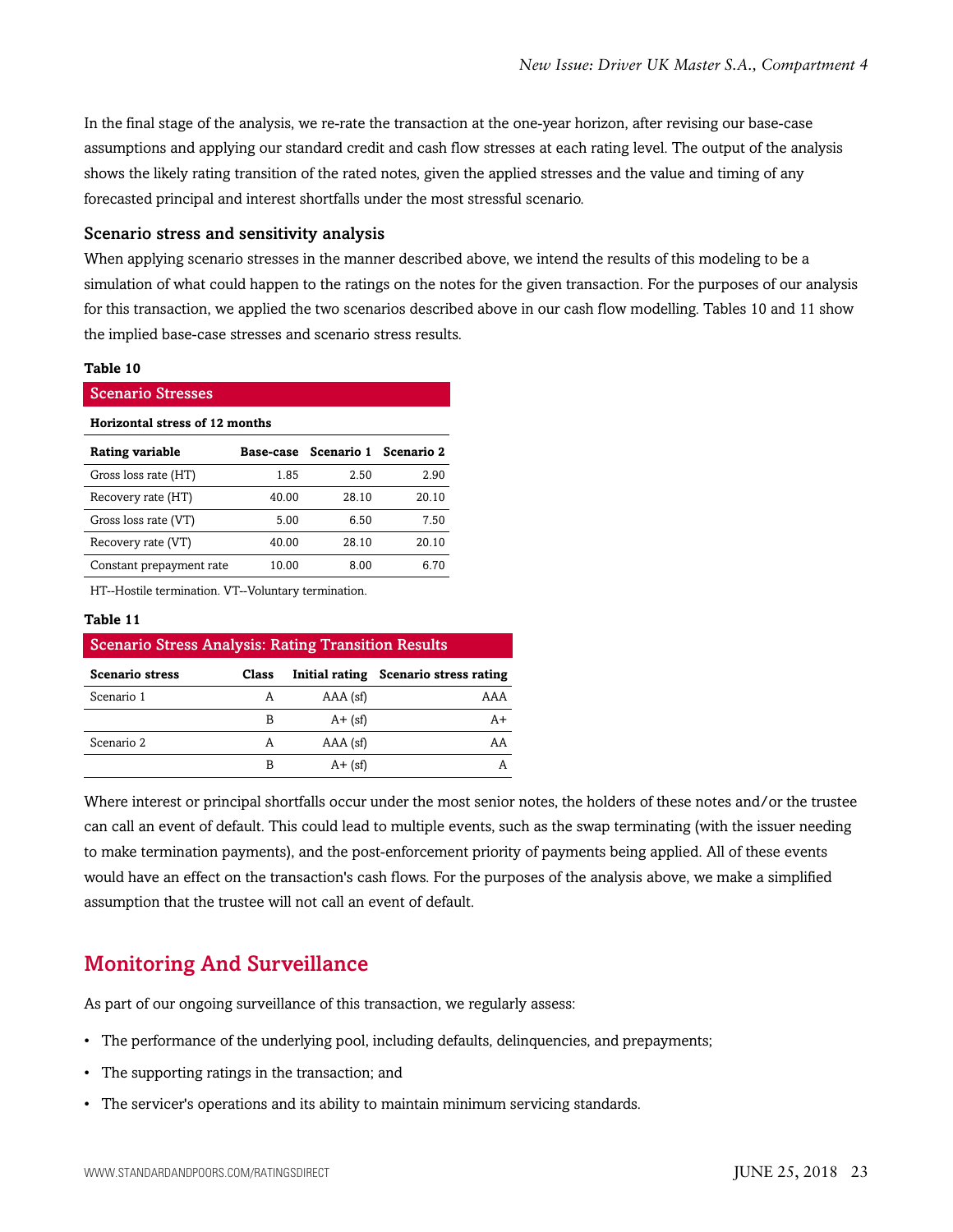In the final stage of the analysis, we re-rate the transaction at the one-year horizon, after revising our base-case assumptions and applying our standard credit and cash flow stresses at each rating level. The output of the analysis shows the likely rating transition of the rated notes, given the applied stresses and the value and timing of any forecasted principal and interest shortfalls under the most stressful scenario.

### Scenario stress and sensitivity analysis

When applying scenario stresses in the manner described above, we intend the results of this modeling to be a simulation of what could happen to the ratings on the notes for the given transaction. For the purposes of our analysis for this transaction, we applied the two scenarios described above in our cash flow modelling. Tables 10 and 11 show the implied base-case stresses and scenario stress results.

**Table 10**

**Scenario Stresses**

**Horizontal stress of 12 months**

| Rating variable | Base-case | Scenario 1 | Scenario 2 |
|---|---|---|---|
| Gross loss rate (HT) | 1.85 | 2.50 | 2.90 |
| Recovery rate (HT) | 40.00 | 28.10 | 20.10 |
| Gross loss rate (VT) | 5.00 | 6.50 | 7.50 |
| Recovery rate (VT) | 40.00 | 28.10 | 20.10 |
| Constant prepayment rate | 10.00 | 8.00 | 6.70 |

HT--Hostile termination. VT--Voluntary termination.

**Table 11**

**Scenario Stress Analysis: Rating Transition Results**

| Scenario stress | Class | Initial rating | Scenario stress rating |
|---|---|---|---|
| Scenario 1 | A | AAA (sf) | AAA |
| | B | A+ (sf) | A+ |
| Scenario 2 | A | AAA (sf) | AA |
| | B | A+ (sf) | A |

Where interest or principal shortfalls occur under the most senior notes, the holders of these notes and/or the trustee can call an event of default. This could lead to multiple events, such as the swap terminating (with the issuer needing to make termination payments), and the post-enforcement priority of payments being applied. All of these events would have an effect on the transaction's cash flows. For the purposes of the analysis above, we make a simplified assumption that the trustee will not call an event of default.

## Monitoring And Surveillance

As part of our ongoing surveillance of this transaction, we regularly assess:

- The performance of the underlying pool, including defaults, delinquencies, and prepayments;
- The supporting ratings in the transaction; and
- The servicer's operations and its ability to maintain minimum servicing standards.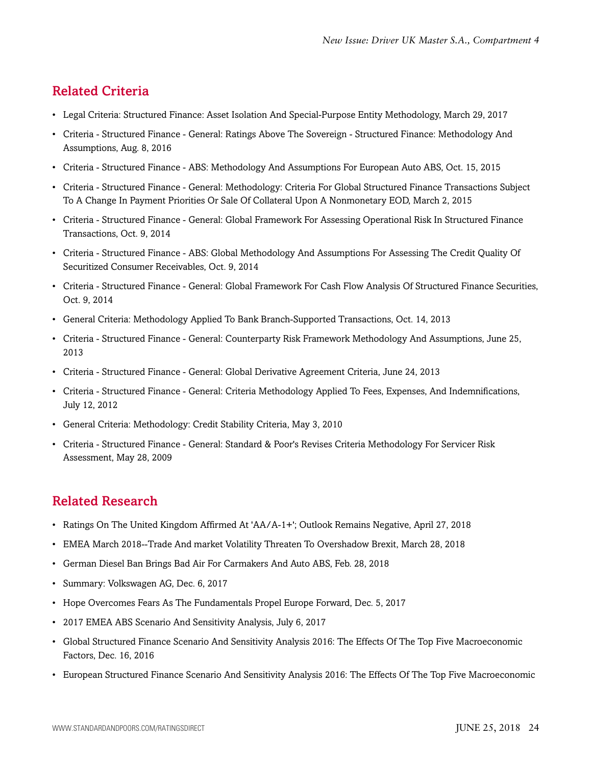## Related Criteria

- Legal Criteria: Structured Finance: Asset Isolation And Special-Purpose Entity Methodology, March 29, 2017
- Criteria - Structured Finance - General: Ratings Above The Sovereign - Structured Finance: Methodology And Assumptions, Aug. 8, 2016
- Criteria - Structured Finance - ABS: Methodology And Assumptions For European Auto ABS, Oct. 15, 2015
- Criteria - Structured Finance - General: Methodology: Criteria For Global Structured Finance Transactions Subject To A Change In Payment Priorities Or Sale Of Collateral Upon A Nonmonetary EOD, March 2, 2015
- Criteria - Structured Finance - General: Global Framework For Assessing Operational Risk In Structured Finance Transactions, Oct. 9, 2014
- Criteria - Structured Finance - ABS: Global Methodology And Assumptions For Assessing The Credit Quality Of Securitized Consumer Receivables, Oct. 9, 2014
- Criteria - Structured Finance - General: Global Framework For Cash Flow Analysis Of Structured Finance Securities, Oct. 9, 2014
- General Criteria: Methodology Applied To Bank Branch-Supported Transactions, Oct. 14, 2013
- Criteria - Structured Finance - General: Counterparty Risk Framework Methodology And Assumptions, June 25, 2013
- Criteria - Structured Finance - General: Global Derivative Agreement Criteria, June 24, 2013
- Criteria - Structured Finance - General: Criteria Methodology Applied To Fees, Expenses, And Indemnifications, July 12, 2012
- General Criteria: Methodology: Credit Stability Criteria, May 3, 2010
- Criteria - Structured Finance - General: Standard & Poor's Revises Criteria Methodology For Servicer Risk Assessment, May 28, 2009

## Related Research

- Ratings On The United Kingdom Affirmed At 'AA/A-1+'; Outlook Remains Negative, April 27, 2018
- EMEA March 2018--Trade And market Volatility Threaten To Overshadow Brexit, March 28, 2018
- German Diesel Ban Brings Bad Air For Carmakers And Auto ABS, Feb. 28, 2018
- Summary: Volkswagen AG, Dec. 6, 2017
- Hope Overcomes Fears As The Fundamentals Propel Europe Forward, Dec. 5, 2017
- 2017 EMEA ABS Scenario And Sensitivity Analysis, July 6, 2017
- Global Structured Finance Scenario And Sensitivity Analysis 2016: The Effects Of The Top Five Macroeconomic Factors, Dec. 16, 2016
- European Structured Finance Scenario And Sensitivity Analysis 2016: The Effects Of The Top Five Macroeconomic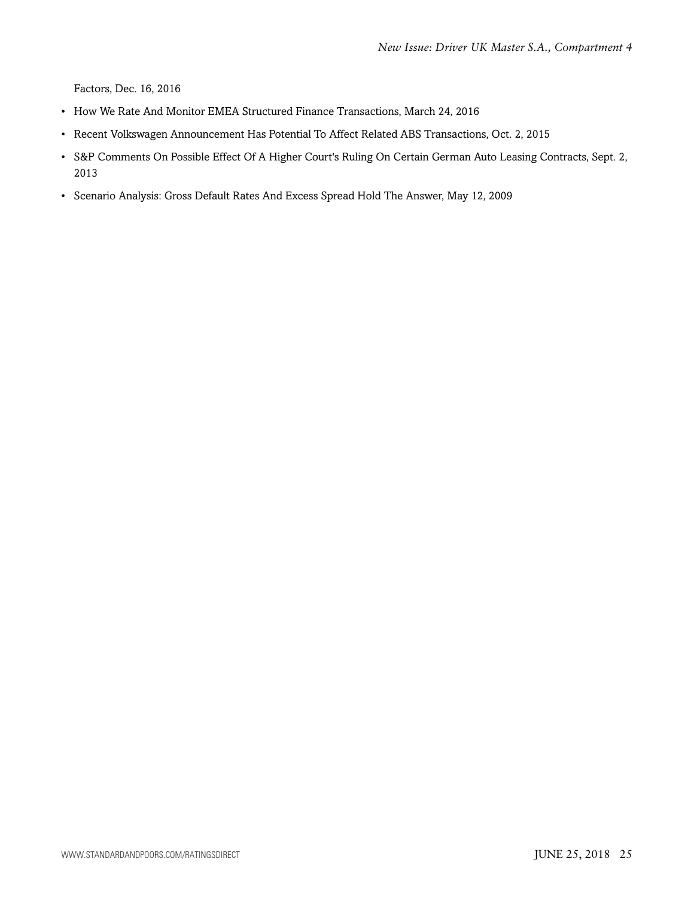Factors, Dec. 16, 2016

- How We Rate And Monitor EMEA Structured Finance Transactions, March 24, 2016
- Recent Volkswagen Announcement Has Potential To Affect Related ABS Transactions, Oct. 2, 2015
- S&P Comments On Possible Effect Of A Higher Court's Ruling On Certain German Auto Leasing Contracts, Sept. 2, 2013
- Scenario Analysis: Gross Default Rates And Excess Spread Hold The Answer, May 12, 2009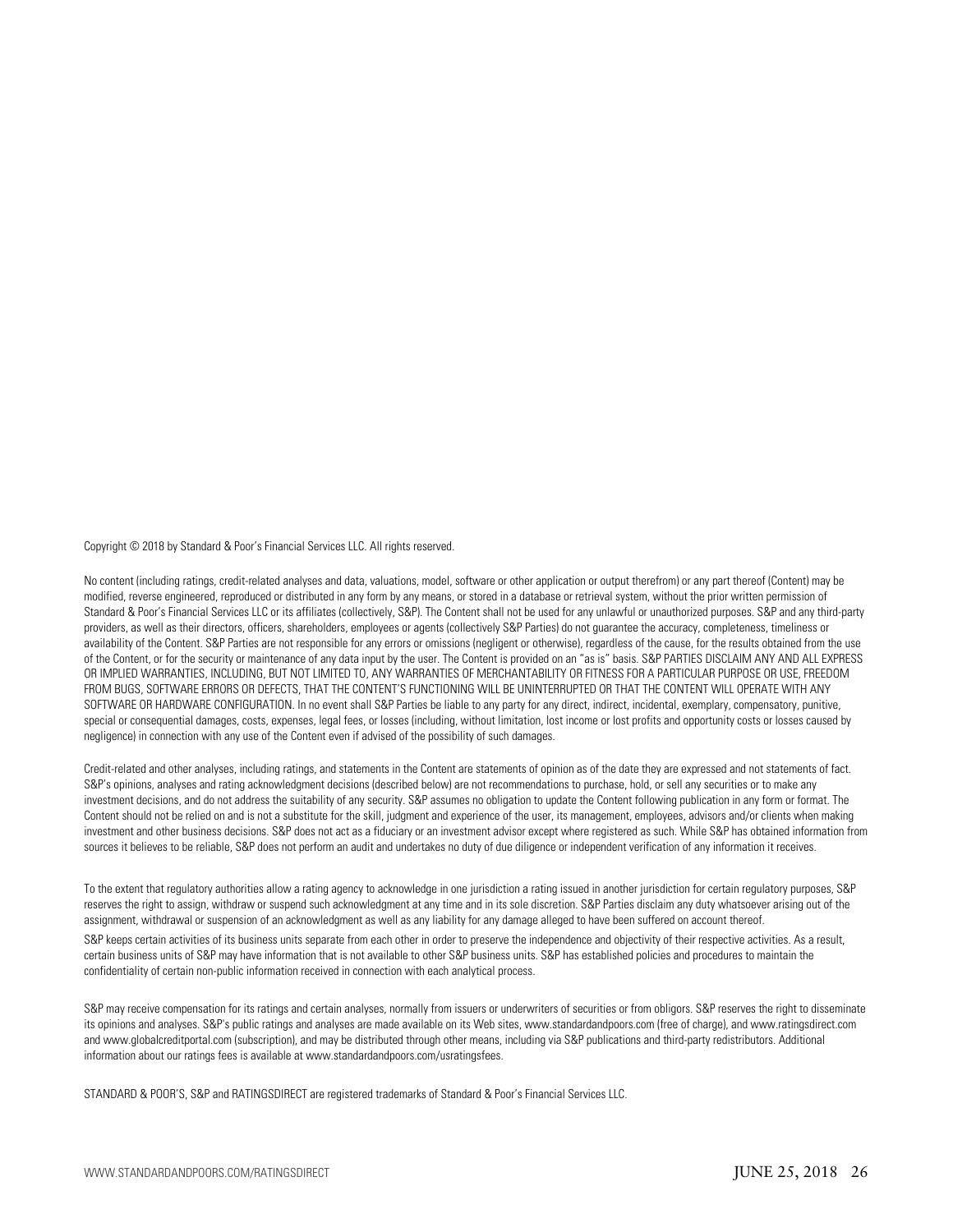Copyright © 2018 by Standard & Poor's Financial Services LLC. All rights reserved.

No content (including ratings, credit-related analyses and data, valuations, model, software or other application or output therefrom) or any part thereof (Content) may be modified, reverse engineered, reproduced or distributed in any form by any means, or stored in a database or retrieval system, without the prior written permission of Standard & Poor's Financial Services LLC or its affiliates (collectively, S&P). The Content shall not be used for any unlawful or unauthorized purposes. S&P and any third-party providers, as well as their directors, officers, shareholders, employees or agents (collectively S&P Parties) do not guarantee the accuracy, completeness, timeliness or availability of the Content. S&P Parties are not responsible for any errors or omissions (negligent or otherwise), regardless of the cause, for the results obtained from the use of the Content, or for the security or maintenance of any data input by the user. The Content is provided on an "as is" basis. S&P PARTIES DISCLAIM ANY AND ALL EXPRESS OR IMPLIED WARRANTIES, INCLUDING, BUT NOT LIMITED TO, ANY WARRANTIES OF MERCHANTABILITY OR FITNESS FOR A PARTICULAR PURPOSE OR USE, FREEDOM FROM BUGS, SOFTWARE ERRORS OR DEFECTS, THAT THE CONTENT'S FUNCTIONING WILL BE UNINTERRUPTED OR THAT THE CONTENT WILL OPERATE WITH ANY SOFTWARE OR HARDWARE CONFIGURATION. In no event shall S&P Parties be liable to any party for any direct, indirect, incidental, exemplary, compensatory, punitive, special or consequential damages, costs, expenses, legal fees, or losses (including, without limitation, lost income or lost profits and opportunity costs or losses caused by negligence) in connection with any use of the Content even if advised of the possibility of such damages.

Credit-related and other analyses, including ratings, and statements in the Content are statements of opinion as of the date they are expressed and not statements of fact. S&P's opinions, analyses and rating acknowledgment decisions (described below) are not recommendations to purchase, hold, or sell any securities or to make any investment decisions, and do not address the suitability of any security. S&P assumes no obligation to update the Content following publication in any form or format. The Content should not be relied on and is not a substitute for the skill, judgment and experience of the user, its management, employees, advisors and/or clients when making investment and other business decisions. S&P does not act as a fiduciary or an investment advisor except where registered as such. While S&P has obtained information from sources it believes to be reliable, S&P does not perform an audit and undertakes no duty of due diligence or independent verification of any information it receives.

To the extent that regulatory authorities allow a rating agency to acknowledge in one jurisdiction a rating issued in another jurisdiction for certain regulatory purposes, S&P reserves the right to assign, withdraw or suspend such acknowledgment at any time and in its sole discretion. S&P Parties disclaim any duty whatsoever arising out of the assignment, withdrawal or suspension of an acknowledgment as well as any liability for any damage alleged to have been suffered on account thereof.

S&P keeps certain activities of its business units separate from each other in order to preserve the independence and objectivity of their respective activities. As a result, certain business units of S&P may have information that is not available to other S&P business units. S&P has established policies and procedures to maintain the confidentiality of certain non-public information received in connection with each analytical process.

S&P may receive compensation for its ratings and certain analyses, normally from issuers or underwriters of securities or from obligors. S&P reserves the right to disseminate its opinions and analyses. S&P's public ratings and analyses are made available on its Web sites, www.standardandpoors.com (free of charge), and www.ratingsdirect.com and www.globalcreditportal.com (subscription), and may be distributed through other means, including via S&P publications and third-party redistributors. Additional information about our ratings fees is available at www.standardandpoors.com/usratingsfees.

STANDARD & POOR'S, S&P and RATINGSDIRECT are registered trademarks of Standard & Poor's Financial Services LLC.